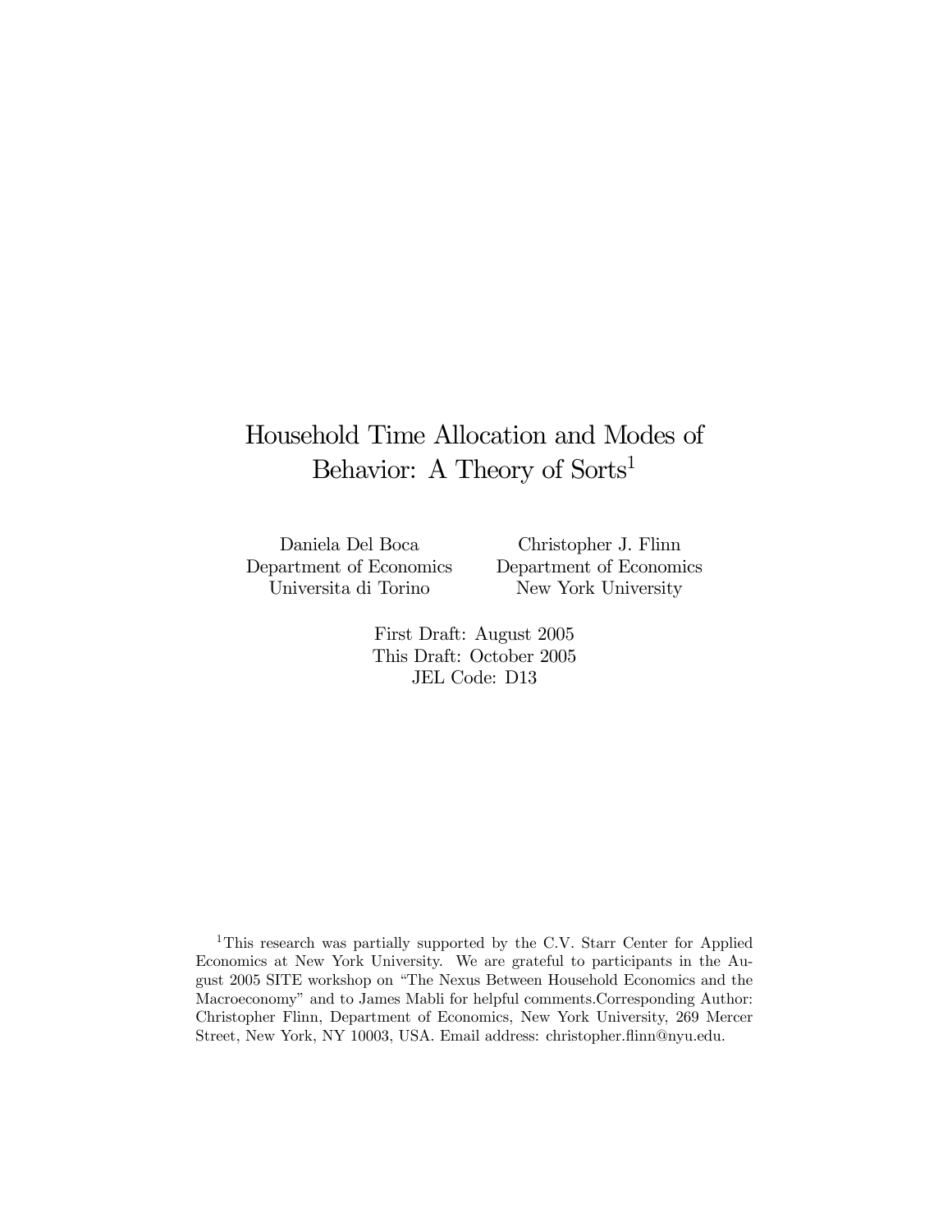# Household Time Allocation and Modes of Behavior: A Theory of Sorts[1]

Daniela Del Boca
Department of Economics
Universita di Torino

Christopher J. Flinn
Department of Economics
New York University

First Draft: August 2005
This Draft: October 2005
JEL Code: D13

[1] This research was partially supported by the C.V. Starr Center for Applied Economics at New York University. We are grateful to participants in the August 2005 SITE workshop on "The Nexus Between Household Economics and the Macroeconomy" and to James Mabli for helpful comments.Corresponding Author: Christopher Flinn, Department of Economics, New York University, 269 Mercer Street, New York, NY 10003, USA. Email address: christopher.flinn@nyu.edu.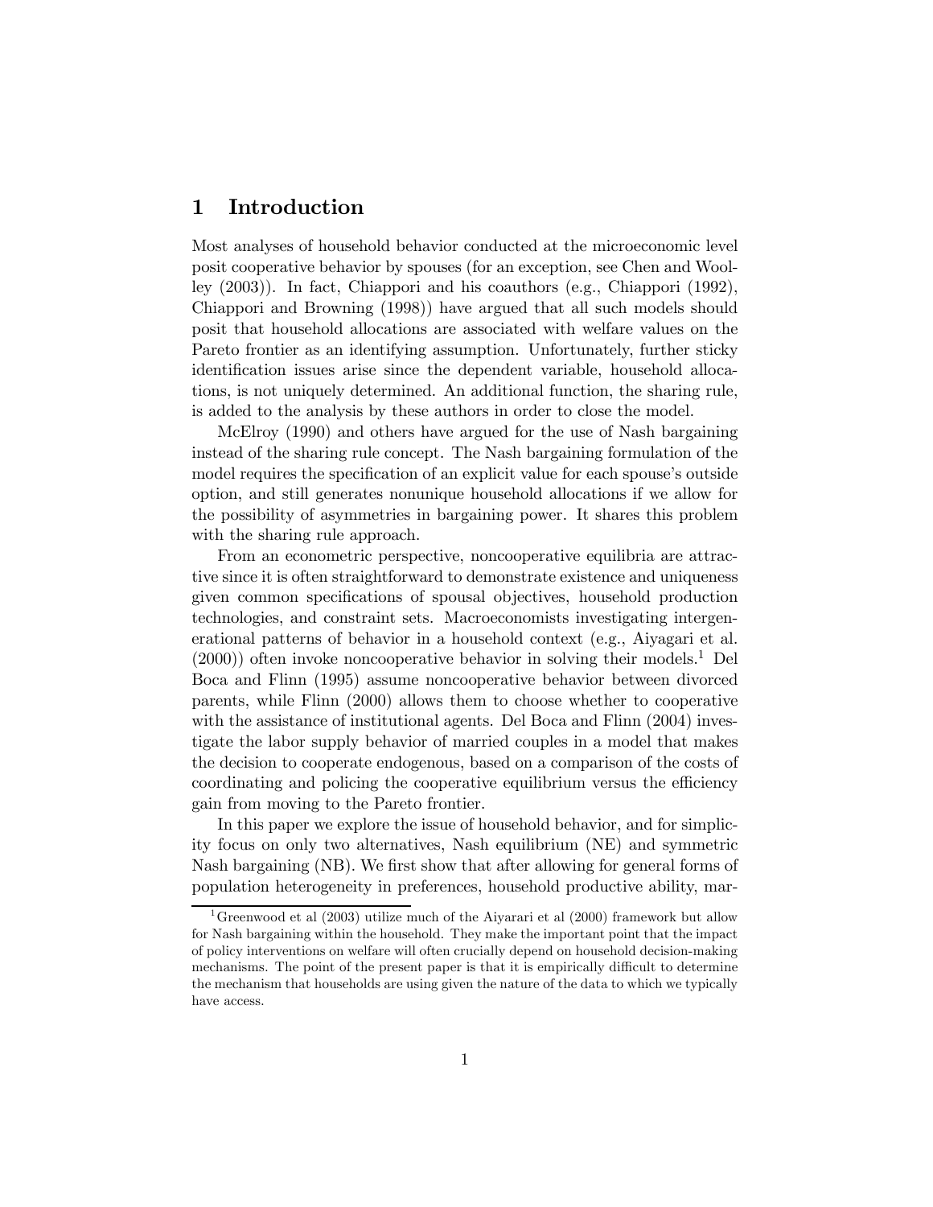## 1 Introduction

Most analyses of household behavior conducted at the microeconomic level posit cooperative behavior by spouses (for an exception, see Chen and Woolley (2003)). In fact, Chiappori and his coauthors (e.g., Chiappori (1992), Chiappori and Browning (1998)) have argued that all such models should posit that household allocations are associated with welfare values on the Pareto frontier as an identifying assumption. Unfortunately, further sticky identification issues arise since the dependent variable, household allocations, is not uniquely determined. An additional function, the sharing rule, is added to the analysis by these authors in order to close the model.

McElroy (1990) and others have argued for the use of Nash bargaining instead of the sharing rule concept. The Nash bargaining formulation of the model requires the specification of an explicit value for each spouse's outside option, and still generates nonunique household allocations if we allow for the possibility of asymmetries in bargaining power. It shares this problem with the sharing rule approach.

From an econometric perspective, noncooperative equilibria are attractive since it is often straightforward to demonstrate existence and uniqueness given common specifications of spousal objectives, household production technologies, and constraint sets. Macroeconomists investigating intergenerational patterns of behavior in a household context (e.g., Aiyagari et al. (2000)) often invoke noncooperative behavior in solving their models.[1] Del Boca and Flinn (1995) assume noncooperative behavior between divorced parents, while Flinn (2000) allows them to choose whether to cooperative with the assistance of institutional agents. Del Boca and Flinn (2004) investigate the labor supply behavior of married couples in a model that makes the decision to cooperate endogenous, based on a comparison of the costs of coordinating and policing the cooperative equilibrium versus the efficiency gain from moving to the Pareto frontier.

In this paper we explore the issue of household behavior, and for simplicity focus on only two alternatives, Nash equilibrium (NE) and symmetric Nash bargaining (NB). We first show that after allowing for general forms of population heterogeneity in preferences, household productive ability, mar-

[1] Greenwood et al (2003) utilize much of the Aiyarari et al (2000) framework but allow for Nash bargaining within the household. They make the important point that the impact of policy interventions on welfare will often crucially depend on household decision-making mechanisms. The point of the present paper is that it is empirically difficult to determine the mechanism that households are using given the nature of the data to which we typically have access.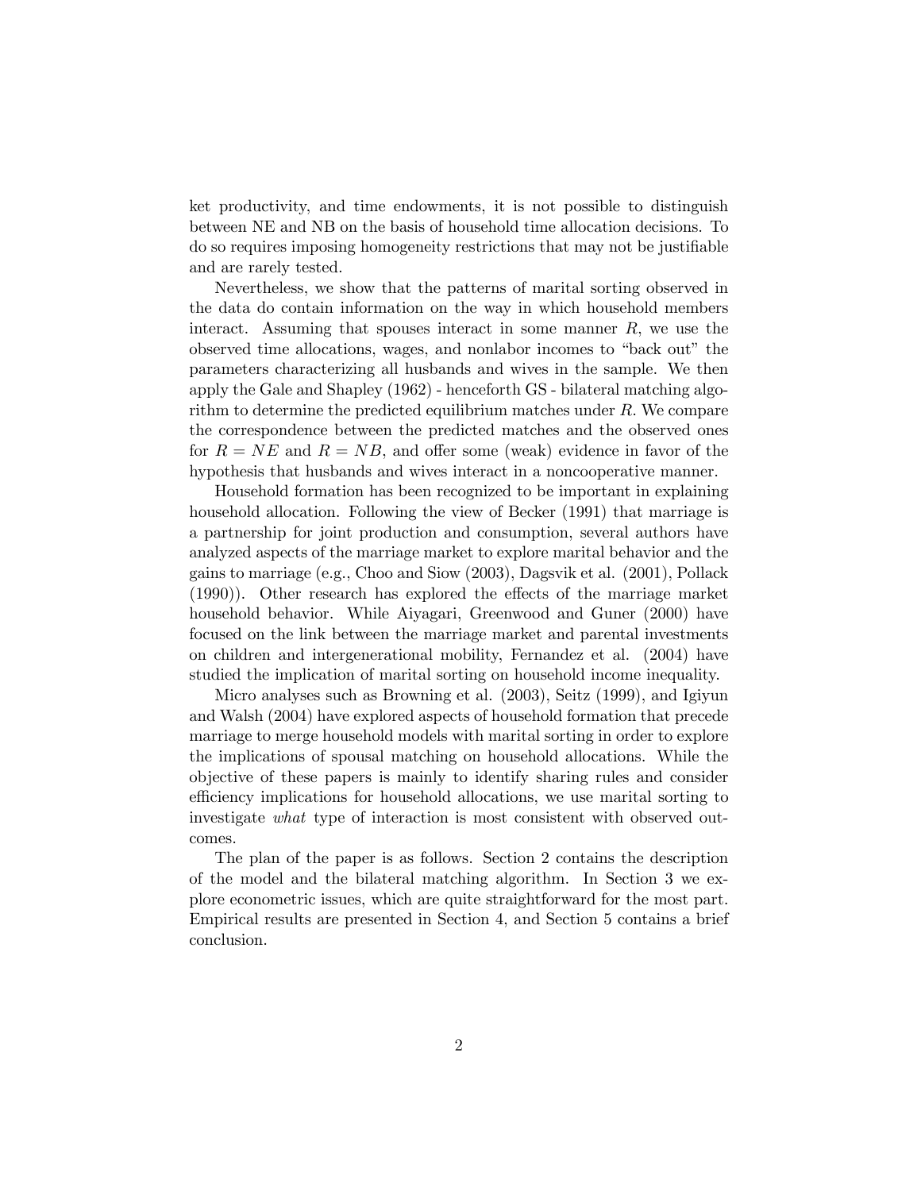ket productivity, and time endowments, it is not possible to distinguish between NE and NB on the basis of household time allocation decisions. To do so requires imposing homogeneity restrictions that may not be justifiable and are rarely tested.

Nevertheless, we show that the patterns of marital sorting observed in the data do contain information on the way in which household members interact. Assuming that spouses interact in some manner $R$, we use the observed time allocations, wages, and nonlabor incomes to "back out" the parameters characterizing all husbands and wives in the sample. We then apply the Gale and Shapley (1962) - henceforth GS - bilateral matching algorithm to determine the predicted equilibrium matches under $R$. We compare the correspondence between the predicted matches and the observed ones for $R = NE$ and $R = NB$, and offer some (weak) evidence in favor of the hypothesis that husbands and wives interact in a noncooperative manner.

Household formation has been recognized to be important in explaining household allocation. Following the view of Becker (1991) that marriage is a partnership for joint production and consumption, several authors have analyzed aspects of the marriage market to explore marital behavior and the gains to marriage (e.g., Choo and Siow (2003), Dagsvik et al. (2001), Pollack (1990)). Other research has explored the effects of the marriage market household behavior. While Aiyagari, Greenwood and Guner (2000) have focused on the link between the marriage market and parental investments on children and intergenerational mobility, Fernandez et al. (2004) have studied the implication of marital sorting on household income inequality.

Micro analyses such as Browning et al. (2003), Seitz (1999), and Igiyun and Walsh (2004) have explored aspects of household formation that precede marriage to merge household models with marital sorting in order to explore the implications of spousal matching on household allocations. While the objective of these papers is mainly to identify sharing rules and consider efficiency implications for household allocations, we use marital sorting to investigate *what* type of interaction is most consistent with observed outcomes.

The plan of the paper is as follows. Section 2 contains the description of the model and the bilateral matching algorithm. In Section 3 we explore econometric issues, which are quite straightforward for the most part. Empirical results are presented in Section 4, and Section 5 contains a brief conclusion.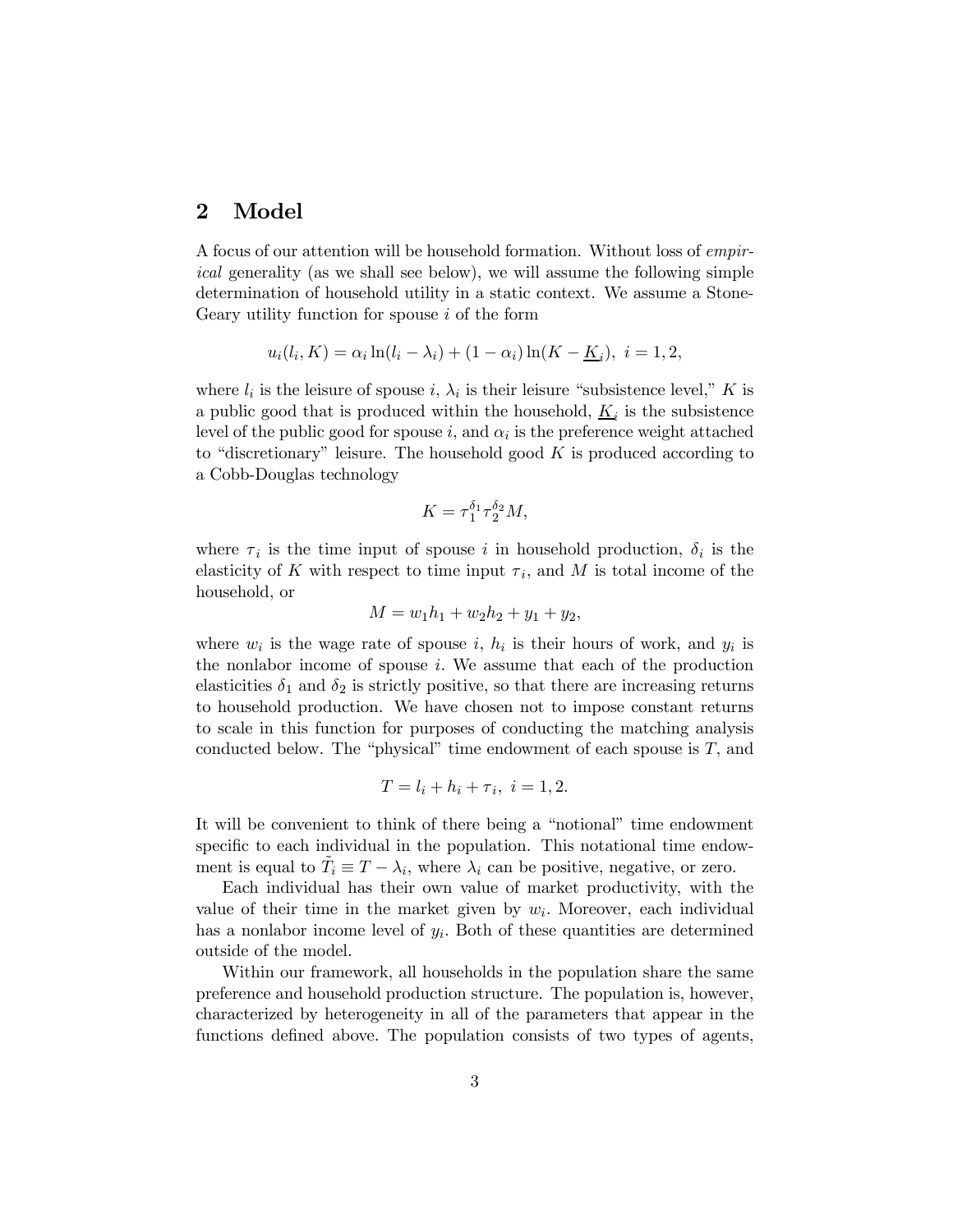## 2 Model

A focus of our attention will be household formation. Without loss of *empirical* generality (as we shall see below), we will assume the following simple determination of household utility in a static context. We assume a Stone-Geary utility function for spouse $i$ of the form

$$u_i(l_i, K) = \alpha_i \ln(l_i - \lambda_i) + (1 - \alpha_i) \ln(K - \underline{K}_i),\ i = 1, 2,$$

where $l_i$ is the leisure of spouse $i$, $\lambda_i$ is their leisure "subsistence level," $K$ is a public good that is produced within the household, $\underline{K}_i$ is the subsistence level of the public good for spouse $i$, and $\alpha_i$ is the preference weight attached to "discretionary" leisure. The household good $K$ is produced according to a Cobb-Douglas technology

$$K = \tau_1^{\delta_1} \tau_2^{\delta_2} M,$$

where $\tau_i$ is the time input of spouse $i$ in household production, $\delta_i$ is the elasticity of $K$ with respect to time input $\tau_i$, and $M$ is total income of the household, or

$$M = w_1 h_1 + w_2 h_2 + y_1 + y_2,$$

where $w_i$ is the wage rate of spouse $i$, $h_i$ is their hours of work, and $y_i$ is the nonlabor income of spouse $i$. We assume that each of the production elasticities $\delta_1$ and $\delta_2$ is strictly positive, so that there are increasing returns to household production. We have chosen not to impose constant returns to scale in this function for purposes of conducting the matching analysis conducted below. The "physical" time endowment of each spouse is $T$, and

$$T = l_i + h_i + \tau_i,\ i = 1, 2.$$

It will be convenient to think of there being a "notional" time endowment specific to each individual in the population. This notational time endowment is equal to $\tilde{T}_i \equiv T - \lambda_i$, where $\lambda_i$ can be positive, negative, or zero.

Each individual has their own value of market productivity, with the value of their time in the market given by $w_i$. Moreover, each individual has a nonlabor income level of $y_i$. Both of these quantities are determined outside of the model.

Within our framework, all households in the population share the same preference and household production structure. The population is, however, characterized by heterogeneity in all of the parameters that appear in the functions defined above. The population consists of two types of agents,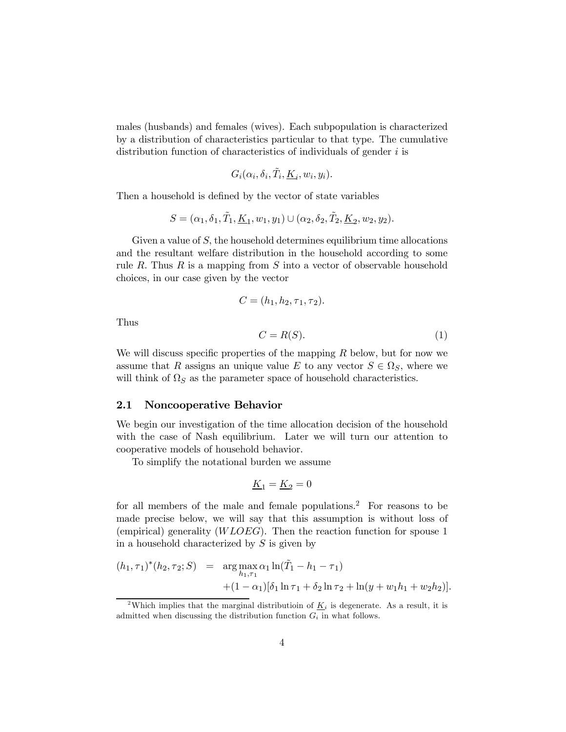males (husbands) and females (wives). Each subpopulation is characterized by a distribution of characteristics particular to that type. The cumulative distribution function of characteristics of individuals of gender $i$ is

$$G_i(\alpha_i, \delta_i, \tilde{T}_i, \underline{K}_i, w_i, y_i).$$

Then a household is defined by the vector of state variables

$$S = (\alpha_1, \delta_1, \tilde{T}_1, \underline{K}_1, w_1, y_1) \cup (\alpha_2, \delta_2, \tilde{T}_2, \underline{K}_2, w_2, y_2).$$

Given a value of $S$, the household determines equilibrium time allocations and the resultant welfare distribution in the household according to some rule $R$. Thus $R$ is a mapping from $S$ into a vector of observable household choices, in our case given by the vector

$$C = (h_1, h_2, \tau_1, \tau_2).$$

Thus

$$C = R(S). \tag{1}$$

We will discuss specific properties of the mapping $R$ below, but for now we assume that $R$ assigns an unique value $E$ to any vector $S \in \Omega_S$, where we will think of $\Omega_S$ as the parameter space of household characteristics.

## 2.1 Noncooperative Behavior

We begin our investigation of the time allocation decision of the household with the case of Nash equilibrium. Later we will turn our attention to cooperative models of household behavior.

To simplify the notational burden we assume

$$\underline{K}_1 = \underline{K}_2 = 0$$

for all members of the male and female populations.[2] For reasons to be made precise below, we will say that this assumption is without loss of (empirical) generality ($WLOEG$). Then the reaction function for spouse 1 in a household characterized by $S$ is given by

$$\begin{aligned}(h_1, \tau_1)^*(h_2, \tau_2; S) &= \arg\max_{h_1, \tau_1} \alpha_1 \ln(\tilde{T}_1 - h_1 - \tau_1) \\ &\quad + (1 - \alpha_1)[\delta_1 \ln \tau_1 + \delta_2 \ln \tau_2 + \ln(y + w_1 h_1 + w_2 h_2)].\end{aligned}$$

[2] Which implies that the marginal distributioin of $\underline{K}_i$ is degenerate. As a result, it is admitted when discussing the distribution function $G_i$ in what follows.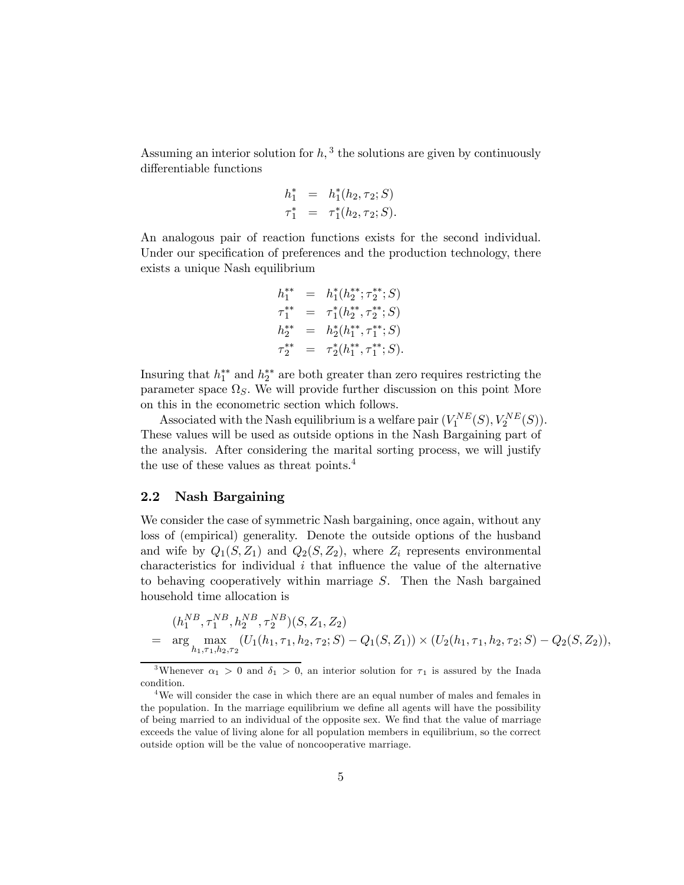Assuming an interior solution for $h$,[3] the solutions are given by continuously differentiable functions

$$
\begin{aligned}
h_1^* &= h_1^*(h_2, \tau_2; S) \\
\tau_1^* &= \tau_1^*(h_2, \tau_2; S).
\end{aligned}
$$

An analogous pair of reaction functions exists for the second individual. Under our specification of preferences and the production technology, there exists a unique Nash equilibrium

$$
\begin{aligned}
h_1^{**} &= h_1^*(h_2^{**}; \tau_2^{**}; S) \\
\tau_1^{**} &= \tau_1^*(h_2^{**}, \tau_2^{**}; S) \\
h_2^{**} &= h_2^*(h_1^{**}, \tau_1^{**}; S) \\
\tau_2^{**} &= \tau_2^*(h_1^{**}, \tau_1^{**}; S).
\end{aligned}
$$

Insuring that $h_1^{**}$ and $h_2^{**}$ are both greater than zero requires restricting the parameter space $\Omega_S$. We will provide further discussion on this point More on this in the econometric section which follows.

Associated with the Nash equilibrium is a welfare pair $(V_1^{NE}(S), V_2^{NE}(S))$. These values will be used as outside options in the Nash Bargaining part of the analysis. After considering the marital sorting process, we will justify the use of these values as threat points.[4]

## 2.2 Nash Bargaining

We consider the case of symmetric Nash bargaining, once again, without any loss of (empirical) generality. Denote the outside options of the husband and wife by $Q_1(S, Z_1)$ and $Q_2(S, Z_2)$, where $Z_i$ represents environmental characteristics for individual $i$ that influence the value of the alternative to behaving cooperatively within marriage $S$. Then the Nash bargained household time allocation is

$$
\begin{aligned}
& (h_1^{NB}, \tau_1^{NB}, h_2^{NB}, \tau_2^{NB})(S, Z_1, Z_2) \\
= \;& \arg \max_{h_1, \tau_1, h_2, \tau_2} (U_1(h_1, \tau_1, h_2, \tau_2; S) - Q_1(S, Z_1)) \times (U_2(h_1, \tau_1, h_2, \tau_2; S) - Q_2(S, Z_2)),
\end{aligned}
$$

[3] Whenever $\alpha_1 > 0$ and $\delta_1 > 0$, an interior solution for $\tau_1$ is assured by the Inada condition.

[4] We will consider the case in which there are an equal number of males and females in the population. In the marriage equilibrium we define all agents will have the possibility of being married to an individual of the opposite sex. We find that the value of marriage exceeds the value of living alone for all population members in equilibrium, so the correct outside option will be the value of noncooperative marriage.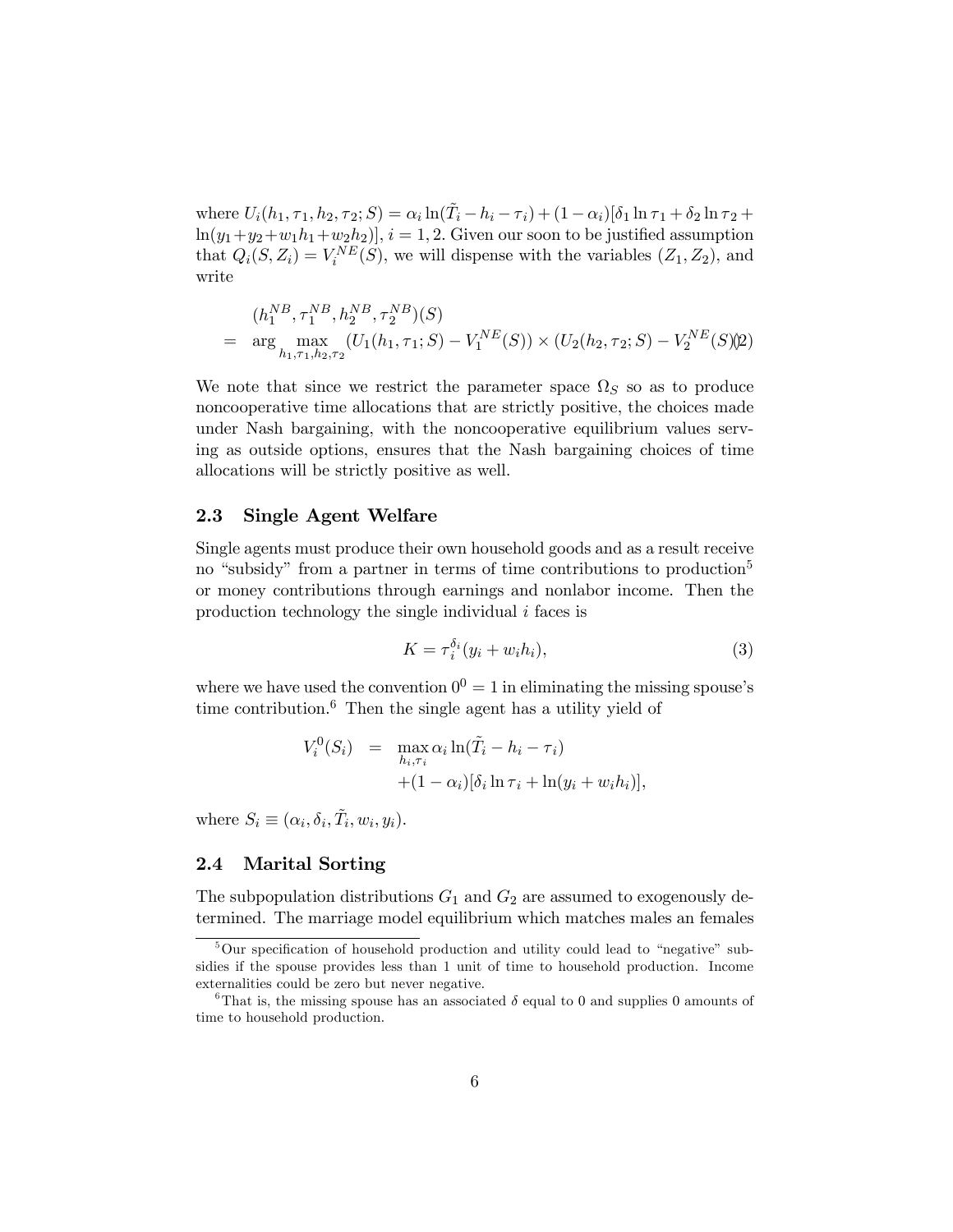where $U_i(h_1, \tau_1, h_2, \tau_2; S) = \alpha_i \ln(\tilde{T}_i - h_i - \tau_i) + (1 - \alpha_i)[\delta_1 \ln \tau_1 + \delta_2 \ln \tau_2 + \ln(y_1 + y_2 + w_1 h_1 + w_2 h_2)]$, $i = 1, 2$. Given our soon to be justified assumption that $Q_i(S, Z_i) = V_i^{NE}(S)$, we will dispense with the variables $(Z_1, Z_2)$, and write

$$
\begin{aligned}
& (h_1^{NB}, \tau_1^{NB}, h_2^{NB}, \tau_2^{NB})(S) \\
= \;& \arg \max_{h_1, \tau_1, h_2, \tau_2} (U_1(h_1, \tau_1; S) - V_1^{NE}(S)) \times (U_2(h_2, \tau_2; S) - V_2^{NE}(S)) \quad (2)
\end{aligned}
$$

We note that since we restrict the parameter space $\Omega_S$ so as to produce noncooperative time allocations that are strictly positive, the choices made under Nash bargaining, with the noncooperative equilibrium values serving as outside options, ensures that the Nash bargaining choices of time allocations will be strictly positive as well.

### 2.3 Single Agent Welfare

Single agents must produce their own household goods and as a result receive no "subsidy" from a partner in terms of time contributions to production[5] or money contributions through earnings and nonlabor income. Then the production technology the single individual $i$ faces is

$$
K = \tau_i^{\delta_i}(y_i + w_i h_i), \quad (3)
$$

where we have used the convention $0^0 = 1$ in eliminating the missing spouse's time contribution.[6] Then the single agent has a utility yield of

$$
\begin{aligned}
V_i^0(S_i) \;=\; & \max_{h_i, \tau_i} \alpha_i \ln(\tilde{T}_i - h_i - \tau_i) \\
& + (1 - \alpha_i)[\delta_i \ln \tau_i + \ln(y_i + w_i h_i)],
\end{aligned}
$$

where $S_i \equiv (\alpha_i, \delta_i, \tilde{T}_i, w_i, y_i)$.

### 2.4 Marital Sorting

The subpopulation distributions $G_1$ and $G_2$ are assumed to exogenously determined. The marriage model equilibrium which matches males an females

---

[5] Our specification of household production and utility could lead to "negative" subsidies if the spouse provides less than 1 unit of time to household production. Income externalities could be zero but never negative.

[6] That is, the missing spouse has an associated $\delta$ equal to 0 and supplies 0 amounts of time to household production.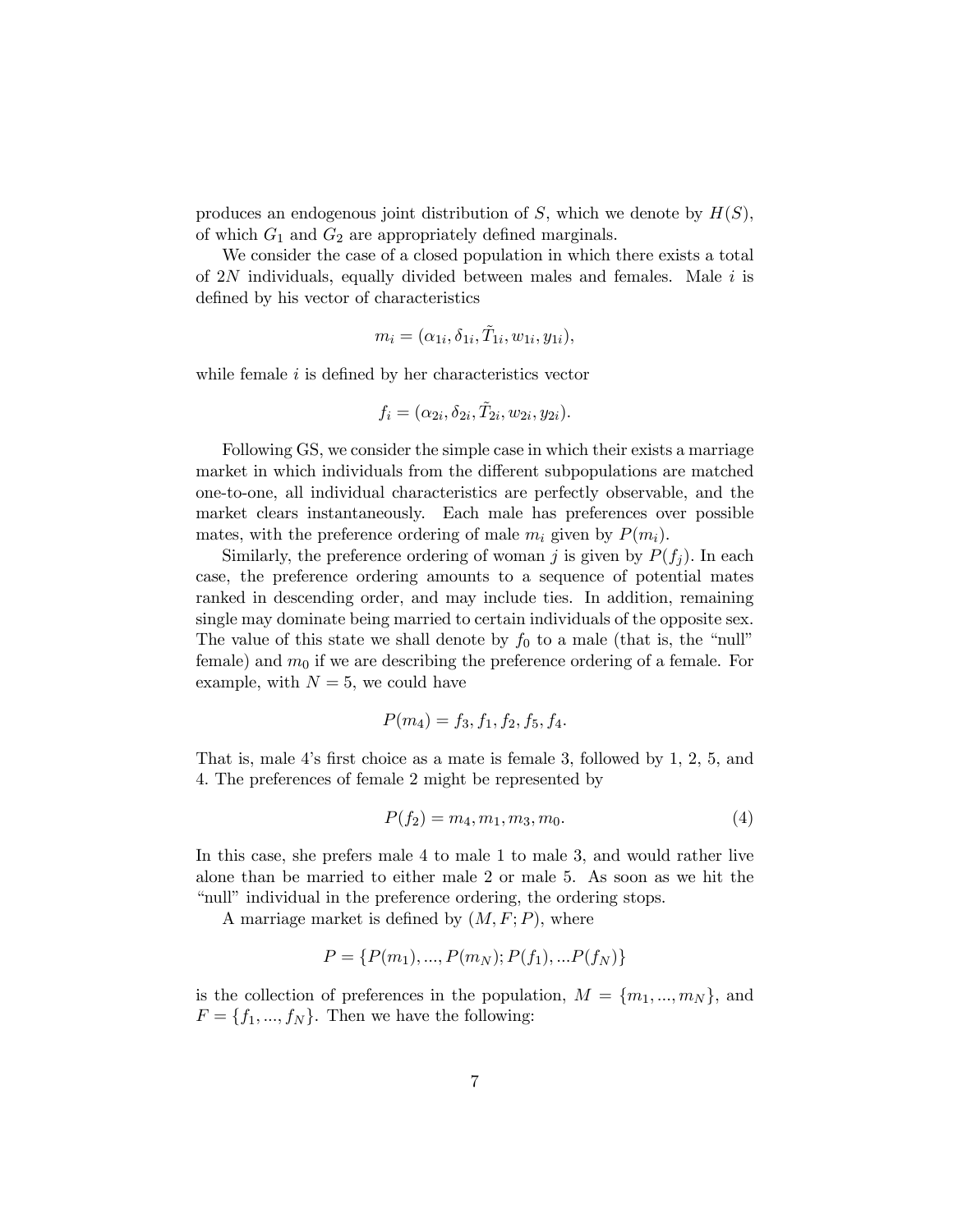produces an endogenous joint distribution of $S$, which we denote by $H(S)$, of which $G_1$ and $G_2$ are appropriately defined marginals.

We consider the case of a closed population in which there exists a total of $2N$ individuals, equally divided between males and females. Male $i$ is defined by his vector of characteristics

$$m_i = (\alpha_{1i}, \delta_{1i}, \tilde{T}_{1i}, w_{1i}, y_{1i}),$$

while female $i$ is defined by her characteristics vector

$$f_i = (\alpha_{2i}, \delta_{2i}, \tilde{T}_{2i}, w_{2i}, y_{2i}).$$

Following GS, we consider the simple case in which their exists a marriage market in which individuals from the different subpopulations are matched one-to-one, all individual characteristics are perfectly observable, and the market clears instantaneously. Each male has preferences over possible mates, with the preference ordering of male $m_i$ given by $P(m_i)$.

Similarly, the preference ordering of woman $j$ is given by $P(f_j)$. In each case, the preference ordering amounts to a sequence of potential mates ranked in descending order, and may include ties. In addition, remaining single may dominate being married to certain individuals of the opposite sex. The value of this state we shall denote by $f_0$ to a male (that is, the "null" female) and $m_0$ if we are describing the preference ordering of a female. For example, with $N = 5$, we could have

$$P(m_4) = f_3, f_1, f_2, f_5, f_4.$$

That is, male 4's first choice as a mate is female 3, followed by 1, 2, 5, and 4. The preferences of female 2 might be represented by

$$P(f_2) = m_4, m_1, m_3, m_0. \tag{4}$$

In this case, she prefers male 4 to male 1 to male 3, and would rather live alone than be married to either male 2 or male 5. As soon as we hit the "null" individual in the preference ordering, the ordering stops.

A marriage market is defined by $(M, F; P)$, where

$$P = \{P(m_1), ..., P(m_N); P(f_1), ...P(f_N)\}$$

is the collection of preferences in the population, $M = \{m_1, ..., m_N\}$, and $F = \{f_1, ..., f_N\}$. Then we have the following: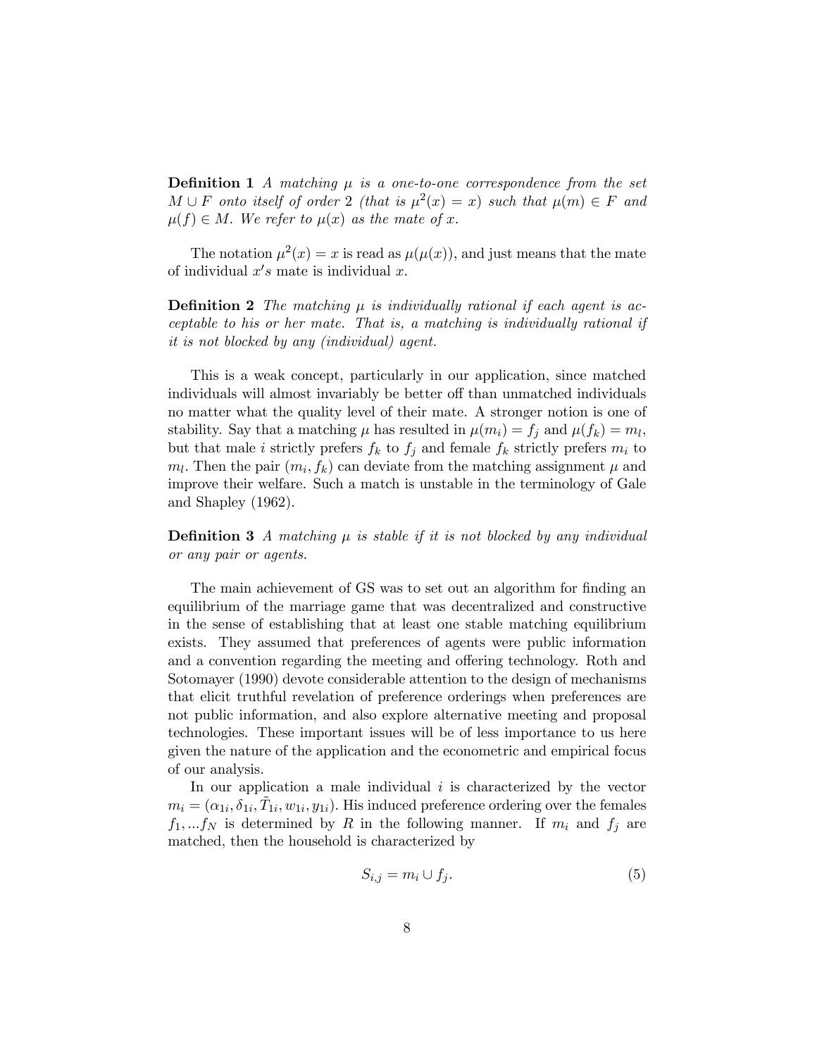**Definition 1** *A matching $\mu$ is a one-to-one correspondence from the set $M \cup F$ onto itself of order 2 (that is $\mu^2(x) = x$) such that $\mu(m) \in F$ and $\mu(f) \in M$. We refer to $\mu(x)$ as the mate of $x$.*

The notation $\mu^2(x) = x$ is read as $\mu(\mu(x))$, and just means that the mate of individual $x's$ mate is individual $x$.

**Definition 2** *The matching $\mu$ is individually rational if each agent is acceptable to his or her mate. That is, a matching is individually rational if it is not blocked by any (individual) agent.*

This is a weak concept, particularly in our application, since matched individuals will almost invariably be better off than unmatched individuals no matter what the quality level of their mate. A stronger notion is one of stability. Say that a matching $\mu$ has resulted in $\mu(m_i) = f_j$ and $\mu(f_k) = m_l$, but that male $i$ strictly prefers $f_k$ to $f_j$ and female $f_k$ strictly prefers $m_i$ to $m_l$. Then the pair $(m_i, f_k)$ can deviate from the matching assignment $\mu$ and improve their welfare. Such a match is unstable in the terminology of Gale and Shapley (1962).

**Definition 3** *A matching $\mu$ is stable if it is not blocked by any individual or any pair or agents.*

The main achievement of GS was to set out an algorithm for finding an equilibrium of the marriage game that was decentralized and constructive in the sense of establishing that at least one stable matching equilibrium exists. They assumed that preferences of agents were public information and a convention regarding the meeting and offering technology. Roth and Sotomayer (1990) devote considerable attention to the design of mechanisms that elicit truthful revelation of preference orderings when preferences are not public information, and also explore alternative meeting and proposal technologies. These important issues will be of less importance to us here given the nature of the application and the econometric and empirical focus of our analysis.

In our application a male individual $i$ is characterized by the vector $m_i = (\alpha_{1i}, \delta_{1i}, \tilde{T}_{1i}, w_{1i}, y_{1i})$. His induced preference ordering over the females $f_1, ...f_N$ is determined by $R$ in the following manner. If $m_i$ and $f_j$ are matched, then the household is characterized by

$$S_{i,j} = m_i \cup f_j. \tag{5}$$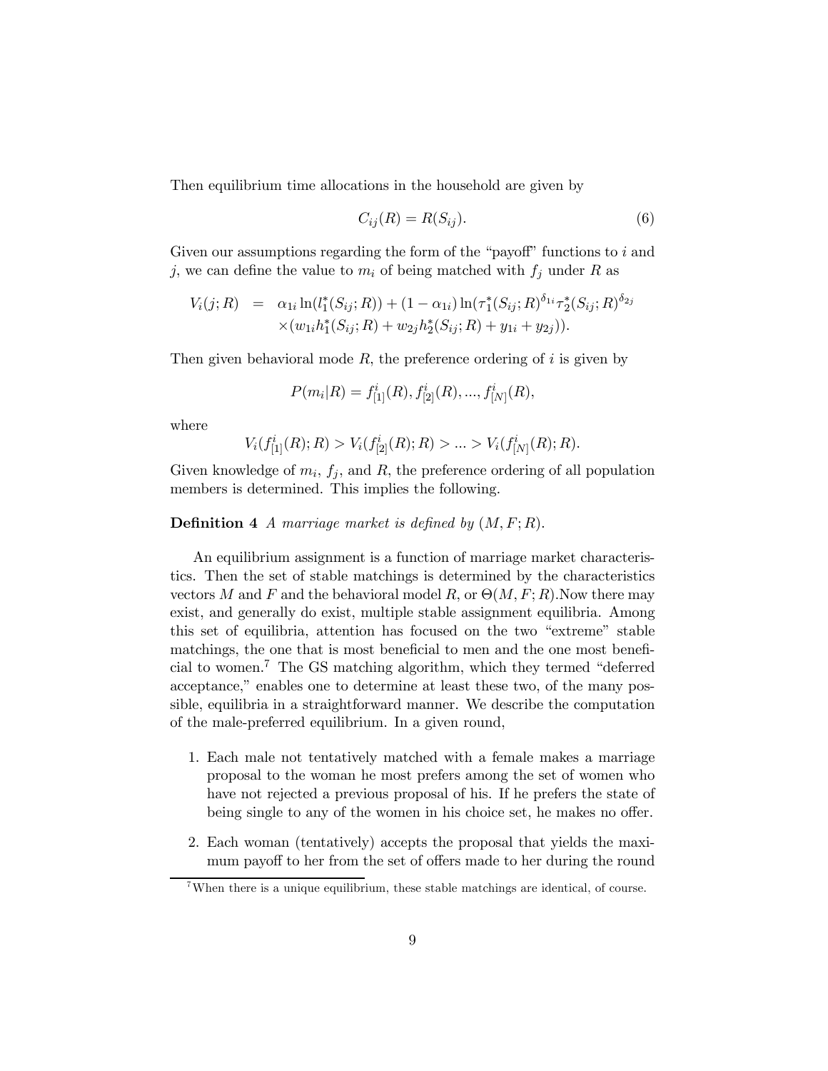Then equilibrium time allocations in the household are given by

$$C_{ij}(R) = R(S_{ij}). \tag{6}$$

Given our assumptions regarding the form of the "payoff" functions to $i$ and $j$, we can define the value to $m_i$ of being matched with $f_j$ under $R$ as

$$\begin{aligned} V_i(j; R) &= \alpha_{1i} \ln(l_1^*(S_{ij}; R)) + (1 - \alpha_{1i}) \ln(\tau_1^*(S_{ij}; R)^{\delta_{1i}} \tau_2^*(S_{ij}; R)^{\delta_{2j}} \\ &\quad \times (w_{1i} h_1^*(S_{ij}; R) + w_{2j} h_2^*(S_{ij}; R) + y_{1i} + y_{2j})). \end{aligned}$$

Then given behavioral mode $R$, the preference ordering of $i$ is given by

$$P(m_i | R) = f_{[1]}^i(R), f_{[2]}^i(R), ..., f_{[N]}^i(R),$$

where

$$V_i(f_{[1]}^i(R); R) > V_i(f_{[2]}^i(R); R) > ... > V_i(f_{[N]}^i(R); R).$$

Given knowledge of $m_i$, $f_j$, and $R$, the preference ordering of all population members is determined. This implies the following.

**Definition 4** *A marriage market is defined by* $(M, F; R)$.

An equilibrium assignment is a function of marriage market characteristics. Then the set of stable matchings is determined by the characteristics vectors $M$ and $F$ and the behavioral model $R$, or $\Theta(M, F; R)$.Now there may exist, and generally do exist, multiple stable assignment equilibria. Among this set of equilibria, attention has focused on the two "extreme" stable matchings, the one that is most beneficial to men and the one most beneficial to women.[7] The GS matching algorithm, which they termed "deferred acceptance," enables one to determine at least these two, of the many possible, equilibria in a straightforward manner. We describe the computation of the male-preferred equilibrium. In a given round,

1. Each male not tentatively matched with a female makes a marriage proposal to the woman he most prefers among the set of women who have not rejected a previous proposal of his. If he prefers the state of being single to any of the women in his choice set, he makes no offer.

2. Each woman (tentatively) accepts the proposal that yields the maximum payoff to her from the set of offers made to her during the round

[7] When there is a unique equilibrium, these stable matchings are identical, of course.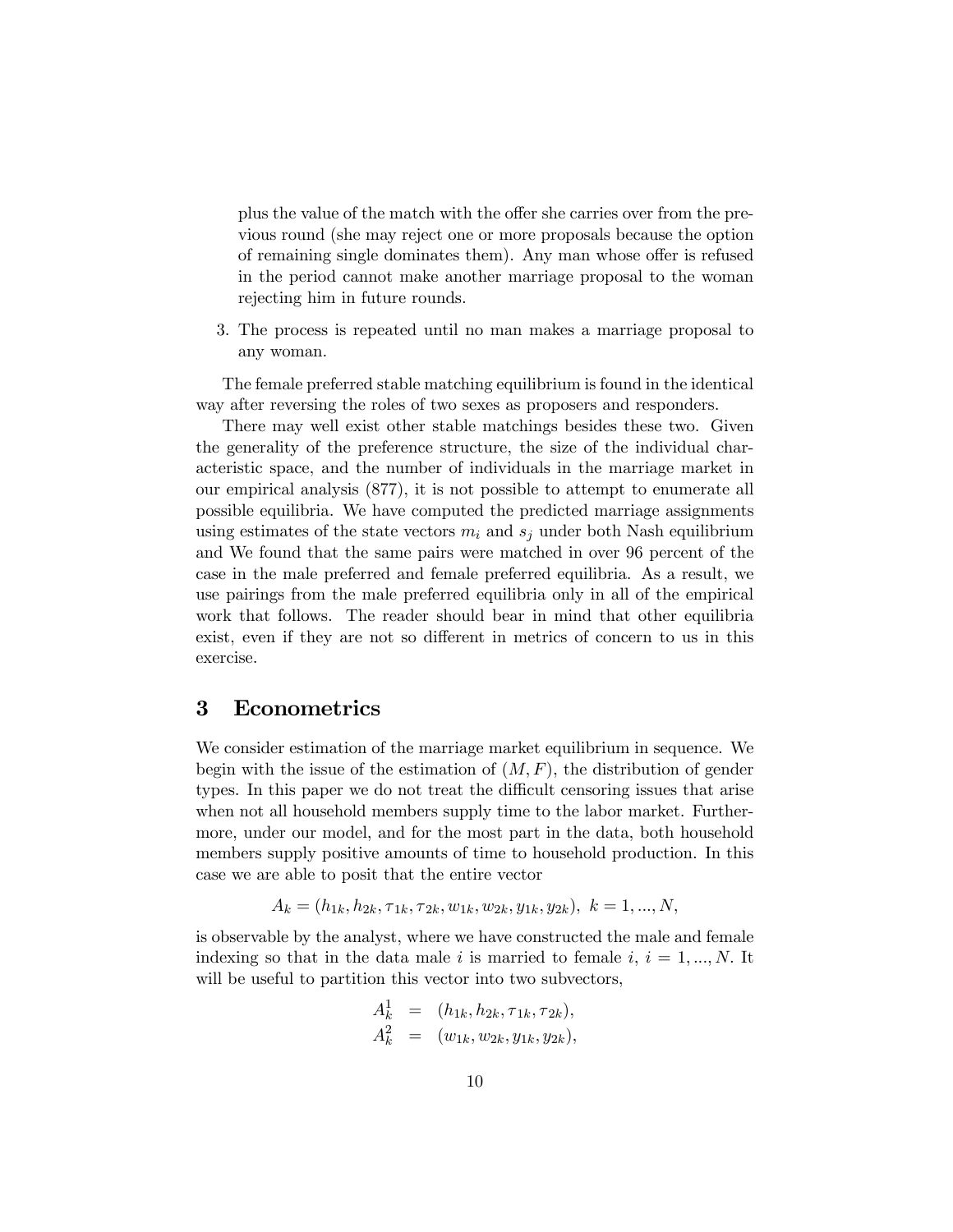plus the value of the match with the offer she carries over from the previous round (she may reject one or more proposals because the option of remaining single dominates them). Any man whose offer is refused in the period cannot make another marriage proposal to the woman rejecting him in future rounds.

3. The process is repeated until no man makes a marriage proposal to any woman.

The female preferred stable matching equilibrium is found in the identical way after reversing the roles of two sexes as proposers and responders.

There may well exist other stable matchings besides these two. Given the generality of the preference structure, the size of the individual characteristic space, and the number of individuals in the marriage market in our empirical analysis (877), it is not possible to attempt to enumerate all possible equilibria. We have computed the predicted marriage assignments using estimates of the state vectors $m_i$ and $s_j$ under both Nash equilibrium and We found that the same pairs were matched in over 96 percent of the case in the male preferred and female preferred equilibria. As a result, we use pairings from the male preferred equilibria only in all of the empirical work that follows. The reader should bear in mind that other equilibria exist, even if they are not so different in metrics of concern to us in this exercise.

# 3 Econometrics

We consider estimation of the marriage market equilibrium in sequence. We begin with the issue of the estimation of $(M, F)$, the distribution of gender types. In this paper we do not treat the difficult censoring issues that arise when not all household members supply time to the labor market. Furthermore, under our model, and for the most part in the data, both household members supply positive amounts of time to household production. In this case we are able to posit that the entire vector

$$A_k = (h_{1k}, h_{2k}, \tau_{1k}, \tau_{2k}, w_{1k}, w_{2k}, y_{1k}, y_{2k}),\ k = 1, ..., N,$$

is observable by the analyst, where we have constructed the male and female indexing so that in the data male $i$ is married to female $i$, $i = 1, ..., N$. It will be useful to partition this vector into two subvectors,

$$\begin{aligned} A_k^1 &= (h_{1k}, h_{2k}, \tau_{1k}, \tau_{2k}), \\ A_k^2 &= (w_{1k}, w_{2k}, y_{1k}, y_{2k}), \end{aligned}$$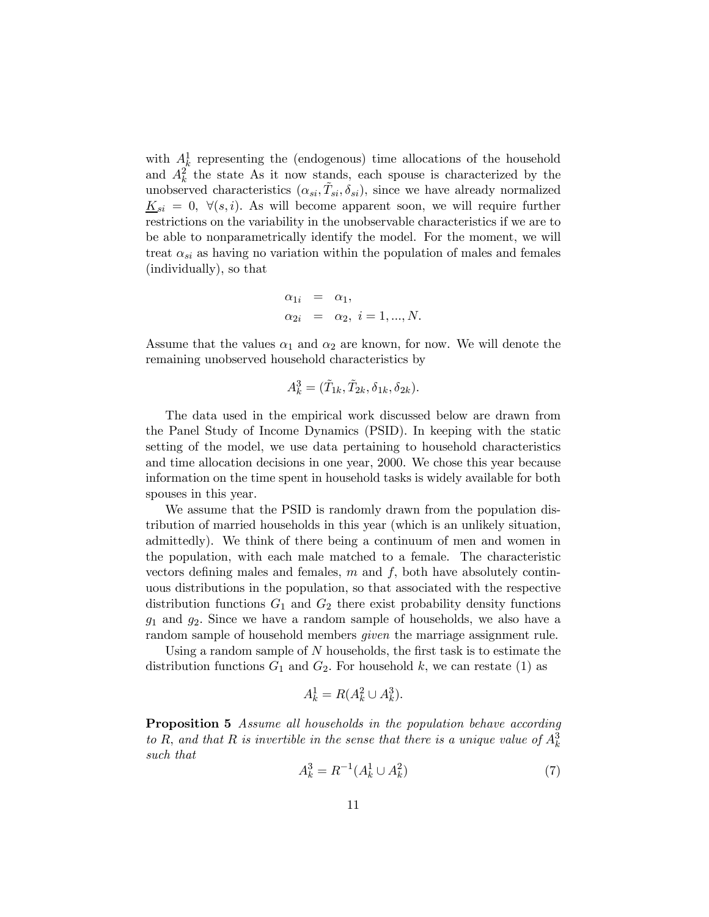with $A_k^1$ representing the (endogenous) time allocations of the household and $A_k^2$ the state As it now stands, each spouse is characterized by the unobserved characteristics $(\alpha_{si}, \tilde{T}_{si}, \delta_{si})$, since we have already normalized $\underline{K}_{si} = 0, \ \forall (s,i)$. As will become apparent soon, we will require further restrictions on the variability in the unobservable characteristics if we are to be able to nonparametrically identify the model. For the moment, we will treat $\alpha_{si}$ as having no variation within the population of males and females (individually), so that

$$
\begin{aligned}
\alpha_{1i} &= \alpha_1, \\
\alpha_{2i} &= \alpha_2, \ i = 1, ..., N.
\end{aligned}
$$

Assume that the values $\alpha_1$ and $\alpha_2$ are known, for now. We will denote the remaining unobserved household characteristics by

$$A_k^3 = (\tilde{T}_{1k}, \tilde{T}_{2k}, \delta_{1k}, \delta_{2k}).$$

The data used in the empirical work discussed below are drawn from the Panel Study of Income Dynamics (PSID). In keeping with the static setting of the model, we use data pertaining to household characteristics and time allocation decisions in one year, 2000. We chose this year because information on the time spent in household tasks is widely available for both spouses in this year.

We assume that the PSID is randomly drawn from the population distribution of married households in this year (which is an unlikely situation, admittedly). We think of there being a continuum of men and women in the population, with each male matched to a female. The characteristic vectors defining males and females, $m$ and $f$, both have absolutely continuous distributions in the population, so that associated with the respective distribution functions $G_1$ and $G_2$ there exist probability density functions $g_1$ and $g_2$. Since we have a random sample of households, we also have a random sample of household members *given* the marriage assignment rule.

Using a random sample of $N$ households, the first task is to estimate the distribution functions $G_1$ and $G_2$. For household $k$, we can restate (1) as

$$A_k^1 = R(A_k^2 \cup A_k^3).$$

**Proposition 5** *Assume all households in the population behave according to $R$, and that $R$ is invertible in the sense that there is a unique value of $A_k^3$ such that*

$$A_k^3 = R^{-1}(A_k^1 \cup A_k^2) \tag{7}$$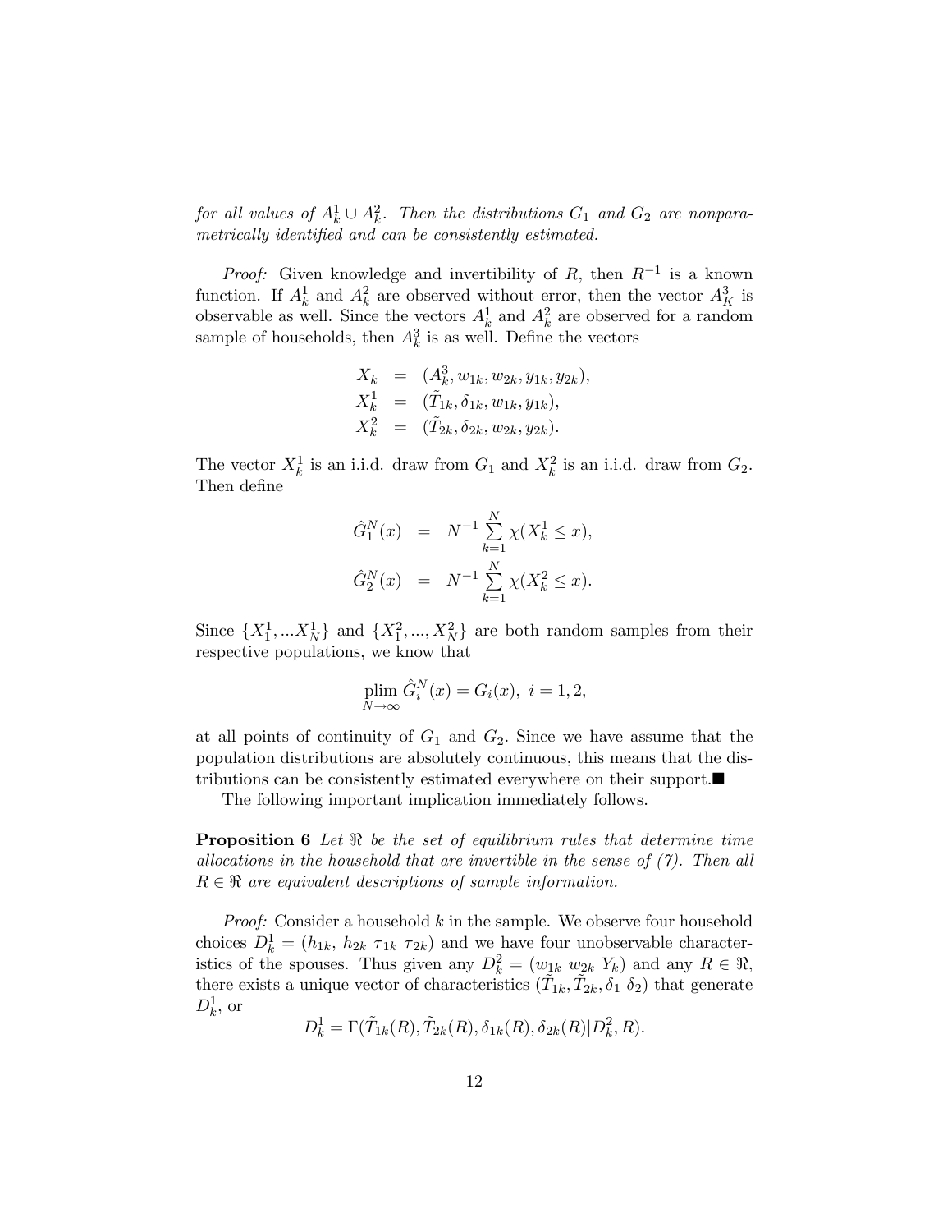*for all values of $A_k^1 \cup A_k^2$. Then the distributions $G_1$ and $G_2$ are nonparametrically identified and can be consistently estimated.*

*Proof:* Given knowledge and invertibility of $R$, then $R^{-1}$ is a known function. If $A_k^1$ and $A_k^2$ are observed without error, then the vector $A_K^3$ is observable as well. Since the vectors $A_k^1$ and $A_k^2$ are observed for a random sample of households, then $A_k^3$ is as well. Define the vectors

$$
\begin{aligned}
X_k &= (A_k^3, w_{1k}, w_{2k}, y_{1k}, y_{2k}), \\
X_k^1 &= (\tilde{T}_{1k}, \delta_{1k}, w_{1k}, y_{1k}), \\
X_k^2 &= (\tilde{T}_{2k}, \delta_{2k}, w_{2k}, y_{2k}).
\end{aligned}
$$

The vector $X_k^1$ is an i.i.d. draw from $G_1$ and $X_k^2$ is an i.i.d. draw from $G_2$. Then define

$$
\begin{aligned}
\hat{G}_1^N(x) &= N^{-1} \sum_{k=1}^{N} \chi(X_k^1 \leq x), \\
\hat{G}_2^N(x) &= N^{-1} \sum_{k=1}^{N} \chi(X_k^2 \leq x).
\end{aligned}
$$

Since $\{X_1^1, ...X_N^1\}$ and $\{X_1^2, ..., X_N^2\}$ are both random samples from their respective populations, we know that

$$
\operatorname*{plim}_{N \to \infty} \hat{G}_i^N(x) = G_i(x), \ i = 1, 2,
$$

at all points of continuity of $G_1$ and $G_2$. Since we have assume that the population distributions are absolutely continuous, this means that the distributions can be consistently estimated everywhere on their support.■

The following important implication immediately follows.

**Proposition 6** *Let $\Re$ be the set of equilibrium rules that determine time allocations in the household that are invertible in the sense of (7). Then all $R \in \Re$ are equivalent descriptions of sample information.*

*Proof:* Consider a household $k$ in the sample. We observe four household choices $D_k^1 = (h_{1k},\ h_{2k}\ \tau_{1k}\ \tau_{2k})$ and we have four unobservable characteristics of the spouses. Thus given any $D_k^2 = (w_{1k}\ w_{2k}\ Y_k)$ and any $R \in \Re$, there exists a unique vector of characteristics $(\tilde{T}_{1k}, \tilde{T}_{2k}, \delta_1\ \delta_2)$ that generate $D_k^1$, or

$$
D_k^1 = \Gamma(\tilde{T}_{1k}(R), \tilde{T}_{2k}(R), \delta_{1k}(R), \delta_{2k}(R) | D_k^2, R).
$$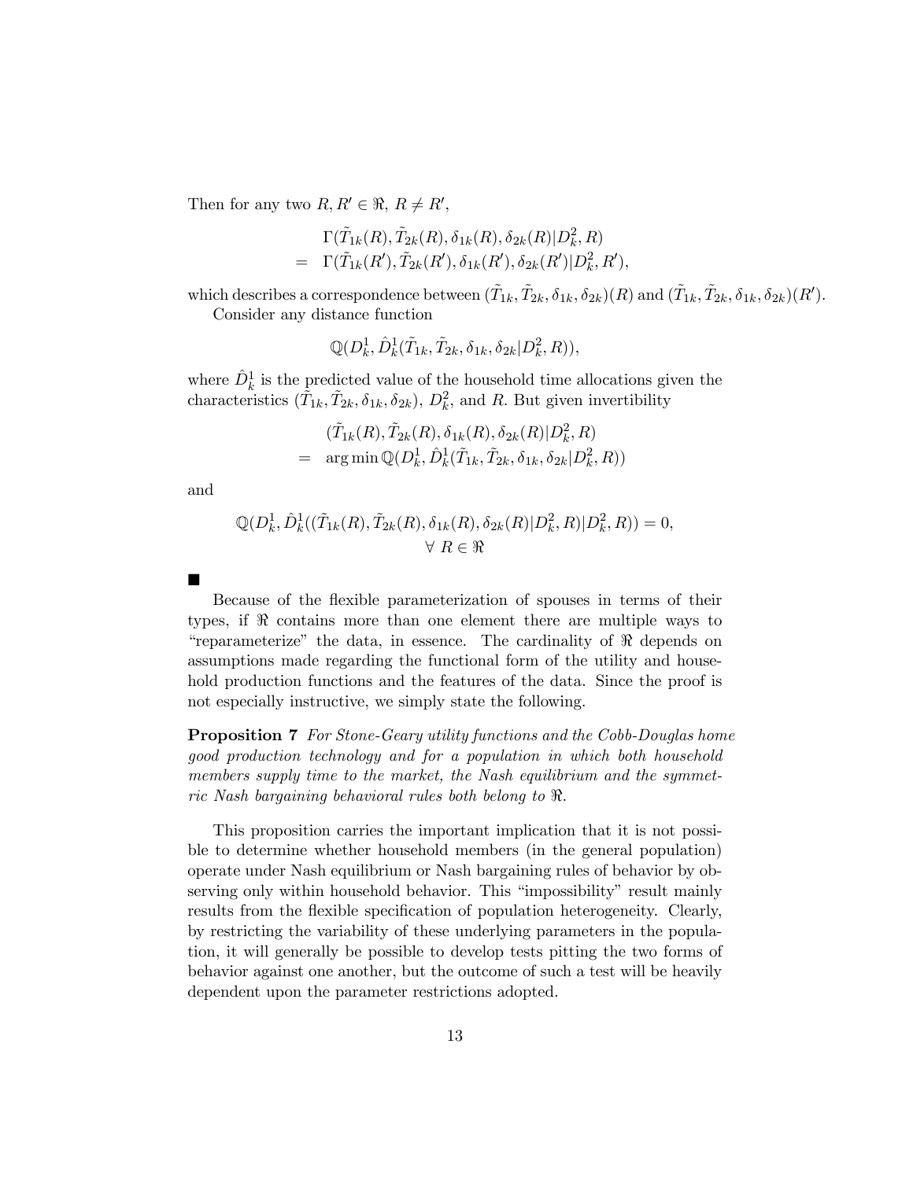Then for any two $R, R' \in \Re$, $R \neq R'$,

$$
\begin{aligned}
& \Gamma(\tilde{T}_{1k}(R), \tilde{T}_{2k}(R), \delta_{1k}(R), \delta_{2k}(R)|D_k^2, R) \\
= \; & \Gamma(\tilde{T}_{1k}(R'), \tilde{T}_{2k}(R'), \delta_{1k}(R'), \delta_{2k}(R')|D_k^2, R'),
\end{aligned}
$$

which describes a correspondence between $(\tilde{T}_{1k}, \tilde{T}_{2k}, \delta_{1k}, \delta_{2k})(R)$ and $(\tilde{T}_{1k}, \tilde{T}_{2k}, \delta_{1k}, \delta_{2k})(R')$.

Consider any distance function

$$
\mathbb{Q}(D_k^1, \hat{D}_k^1(\tilde{T}_{1k}, \tilde{T}_{2k}, \delta_{1k}, \delta_{2k}|D_k^2, R)),
$$

where $\hat{D}_k^1$ is the predicted value of the household time allocations given the characteristics $(\tilde{T}_{1k}, \tilde{T}_{2k}, \delta_{1k}, \delta_{2k})$, $D_k^2$, and $R$. But given invertibility

$$
\begin{aligned}
& (\tilde{T}_{1k}(R), \tilde{T}_{2k}(R), \delta_{1k}(R), \delta_{2k}(R)|D_k^2, R) \\
= \; & \arg\min \mathbb{Q}(D_k^1, \hat{D}_k^1(\tilde{T}_{1k}, \tilde{T}_{2k}, \delta_{1k}, \delta_{2k}|D_k^2, R))
\end{aligned}
$$

and

$$
\mathbb{Q}(D_k^1, \hat{D}_k^1((\tilde{T}_{1k}(R), \tilde{T}_{2k}(R), \delta_{1k}(R), \delta_{2k}(R)|D_k^2, R)|D_k^2, R)) = 0, \quad \forall \; R \in \Re
$$

■

Because of the flexible parameterization of spouses in terms of their types, if $\Re$ contains more than one element there are multiple ways to "reparameterize" the data, in essence. The cardinality of $\Re$ depends on assumptions made regarding the functional form of the utility and household production functions and the features of the data. Since the proof is not especially instructive, we simply state the following.

**Proposition 7** *For Stone-Geary utility functions and the Cobb-Douglas home good production technology and for a population in which both household members supply time to the market, the Nash equilibrium and the symmetric Nash bargaining behavioral rules both belong to* $\Re$.

This proposition carries the important implication that it is not possible to determine whether household members (in the general population) operate under Nash equilibrium or Nash bargaining rules of behavior by observing only within household behavior. This "impossibility" result mainly results from the flexible specification of population heterogeneity. Clearly, by restricting the variability of these underlying parameters in the population, it will generally be possible to develop tests pitting the two forms of behavior against one another, but the outcome of such a test will be heavily dependent upon the parameter restrictions adopted.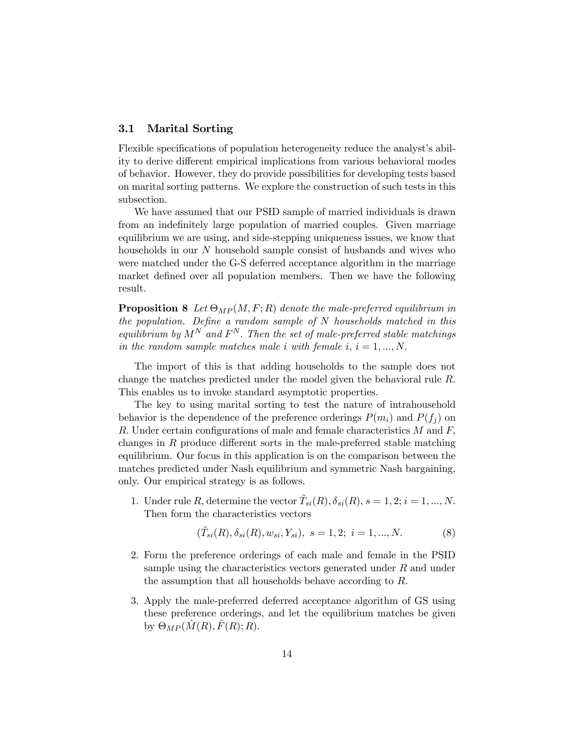### 3.1 Marital Sorting

Flexible specifications of population heterogeneity reduce the analyst's ability to derive different empirical implications from various behavioral modes of behavior. However, they do provide possibilities for developing tests based on marital sorting patterns. We explore the construction of such tests in this subsection.

We have assumed that our PSID sample of married individuals is drawn from an indefinitely large population of married couples. Given marriage equilibrium we are using, and side-stepping uniqueness issues, we know that households in our $N$ household sample consist of husbands and wives who were matched under the G-S deferred acceptance algorithm in the marriage market defined over all population members. Then we have the following result.

**Proposition 8** *Let $\Theta_{MP}(M, F; R)$ denote the male-preferred equilibrium in the population. Define a random sample of $N$ households matched in this equilibrium by $M^N$ and $F^N$. Then the set of male-preferred stable matchings in the random sample matches male $i$ with female $i$, $i = 1, ..., N$.*

The import of this is that adding households to the sample does not change the matches predicted under the model given the behavioral rule $R$. This enables us to invoke standard asymptotic properties.

The key to using marital sorting to test the nature of intrahousehold behavior is the dependence of the preference orderings $P(m_i)$ and $P(f_j)$ on $R$. Under certain configurations of male and female characteristics $M$ and $F$, changes in $R$ produce different sorts in the male-preferred stable matching equilibrium. Our focus in this application is on the comparison between the matches predicted under Nash equilibrium and symmetric Nash bargaining, only. Our empirical strategy is as follows.

1. Under rule $R$, determine the vector $\tilde{T}_{si}(R), \delta_{si}(R), s = 1, 2; i = 1, ..., N$. Then form the characteristics vectors

$$(\tilde{T}_{si}(R), \delta_{si}(R), w_{si}, Y_{si}), \; s = 1, 2; \; i = 1, ..., N. \tag{8}$$

2. Form the preference orderings of each male and female in the PSID sample using the characteristics vectors generated under $R$ and under the assumption that all households behave according to $R$.

3. Apply the male-preferred deferred acceptance algorithm of GS using these preference orderings, and let the equilibrium matches be given by $\Theta_{MP}(\hat{M}(R), \hat{F}(R); R)$.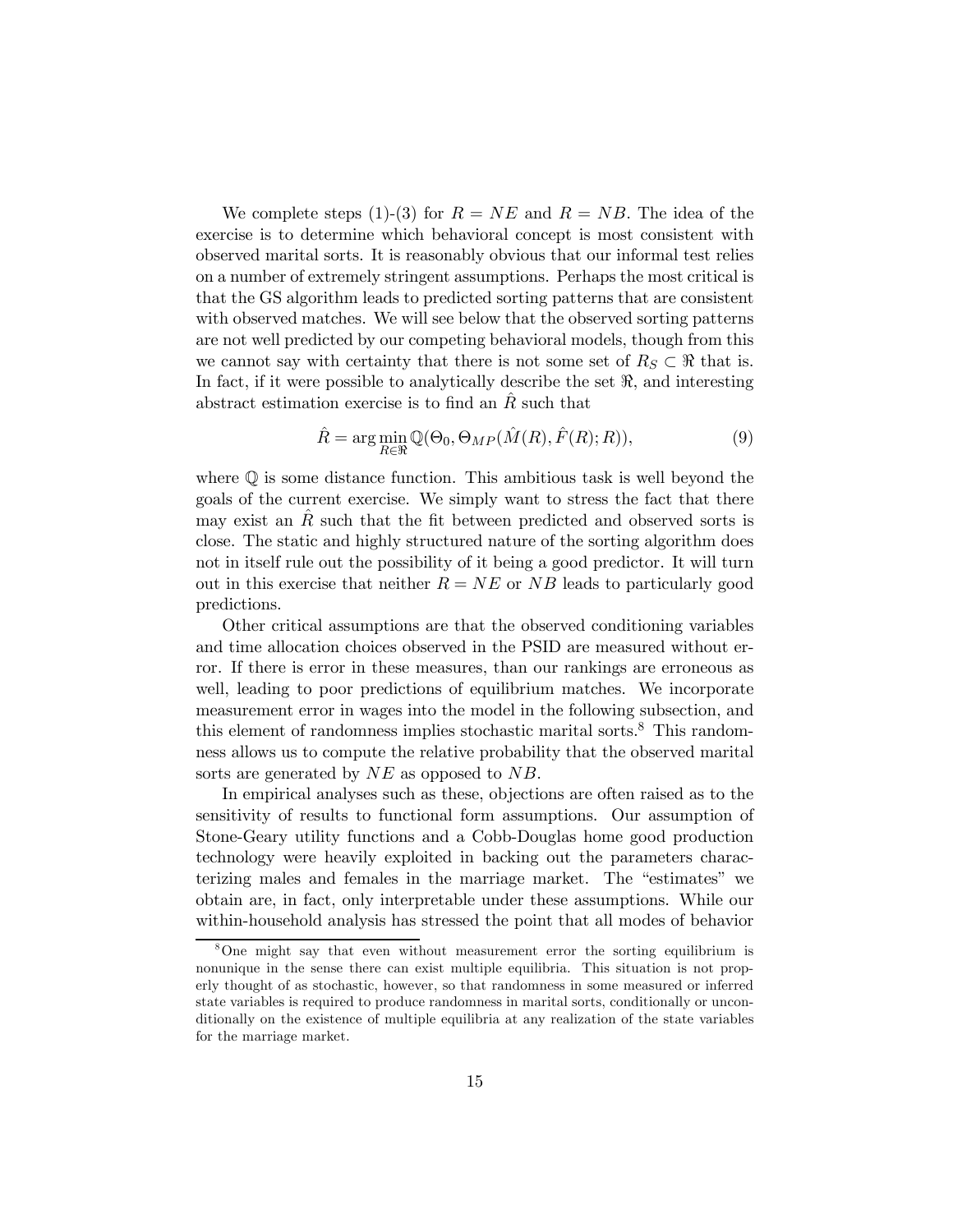We complete steps (1)-(3) for $R = NE$ and $R = NB$. The idea of the exercise is to determine which behavioral concept is most consistent with observed marital sorts. It is reasonably obvious that our informal test relies on a number of extremely stringent assumptions. Perhaps the most critical is that the GS algorithm leads to predicted sorting patterns that are consistent with observed matches. We will see below that the observed sorting patterns are not well predicted by our competing behavioral models, though from this we cannot say with certainty that there is not some set of $R_S \subset \Re$ that is. In fact, if it were possible to analytically describe the set $\Re$, and interesting abstract estimation exercise is to find an $\hat{R}$ such that

$$\hat{R} = \arg\min_{R \in \Re} \mathbb{Q}(\Theta_0, \Theta_{MP}(\hat{M}(R), \hat{F}(R); R)), \tag{9}$$

where $\mathbb{Q}$ is some distance function. This ambitious task is well beyond the goals of the current exercise. We simply want to stress the fact that there may exist an $\hat{R}$ such that the fit between predicted and observed sorts is close. The static and highly structured nature of the sorting algorithm does not in itself rule out the possibility of it being a good predictor. It will turn out in this exercise that neither $R = NE$ or $NB$ leads to particularly good predictions.

Other critical assumptions are that the observed conditioning variables and time allocation choices observed in the PSID are measured without error. If there is error in these measures, than our rankings are erroneous as well, leading to poor predictions of equilibrium matches. We incorporate measurement error in wages into the model in the following subsection, and this element of randomness implies stochastic marital sorts.[8] This randomness allows us to compute the relative probability that the observed marital sorts are generated by $NE$ as opposed to $NB$.

In empirical analyses such as these, objections are often raised as to the sensitivity of results to functional form assumptions. Our assumption of Stone-Geary utility functions and a Cobb-Douglas home good production technology were heavily exploited in backing out the parameters characterizing males and females in the marriage market. The "estimates" we obtain are, in fact, only interpretable under these assumptions. While our within-household analysis has stressed the point that all modes of behavior

[8] One might say that even without measurement error the sorting equilibrium is nonunique in the sense there can exist multiple equilibria. This situation is not properly thought of as stochastic, however, so that randomness in some measured or inferred state variables is required to produce randomness in marital sorts, conditionally or unconditionally on the existence of multiple equilibria at any realization of the state variables for the marriage market.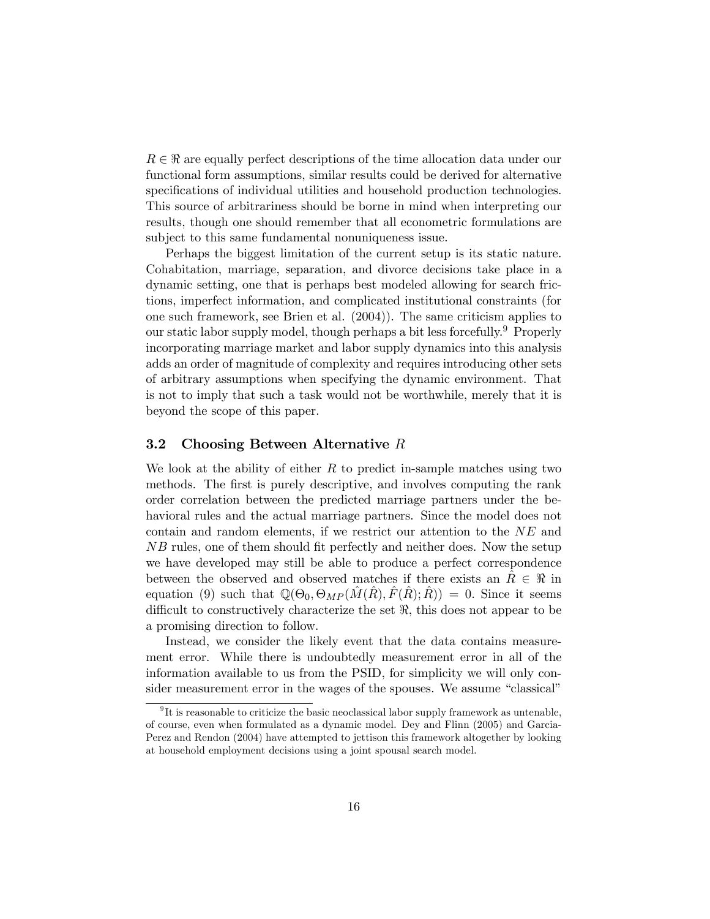$R \in \Re$ are equally perfect descriptions of the time allocation data under our functional form assumptions, similar results could be derived for alternative specifications of individual utilities and household production technologies. This source of arbitrariness should be borne in mind when interpreting our results, though one should remember that all econometric formulations are subject to this same fundamental nonuniqueness issue.

Perhaps the biggest limitation of the current setup is its static nature. Cohabitation, marriage, separation, and divorce decisions take place in a dynamic setting, one that is perhaps best modeled allowing for search frictions, imperfect information, and complicated institutional constraints (for one such framework, see Brien et al. (2004)). The same criticism applies to our static labor supply model, though perhaps a bit less forcefully.[9] Properly incorporating marriage market and labor supply dynamics into this analysis adds an order of magnitude of complexity and requires introducing other sets of arbitrary assumptions when specifying the dynamic environment. That is not to imply that such a task would not be worthwhile, merely that it is beyond the scope of this paper.

### 3.2 Choosing Between Alternative $R$

We look at the ability of either $R$ to predict in-sample matches using two methods. The first is purely descriptive, and involves computing the rank order correlation between the predicted marriage partners under the behavioral rules and the actual marriage partners. Since the model does not contain and random elements, if we restrict our attention to the $NE$ and $NB$ rules, one of them should fit perfectly and neither does. Now the setup we have developed may still be able to produce a perfect correspondence between the observed and observed matches if there exists an $\hat{R} \in \Re$ in equation (9) such that $\mathbb{Q}(\Theta_0, \Theta_{MP}(\hat{M}(\hat{R}), \hat{F}(\hat{R}); \hat{R})) = 0$. Since it seems difficult to constructively characterize the set $\Re$, this does not appear to be a promising direction to follow.

Instead, we consider the likely event that the data contains measurement error. While there is undoubtedly measurement error in all of the information available to us from the PSID, for simplicity we will only consider measurement error in the wages of the spouses. We assume "classical"

[9] It is reasonable to criticize the basic neoclassical labor supply framework as untenable, of course, even when formulated as a dynamic model. Dey and Flinn (2005) and Garcia-Perez and Rendon (2004) have attempted to jettison this framework altogether by looking at household employment decisions using a joint spousal search model.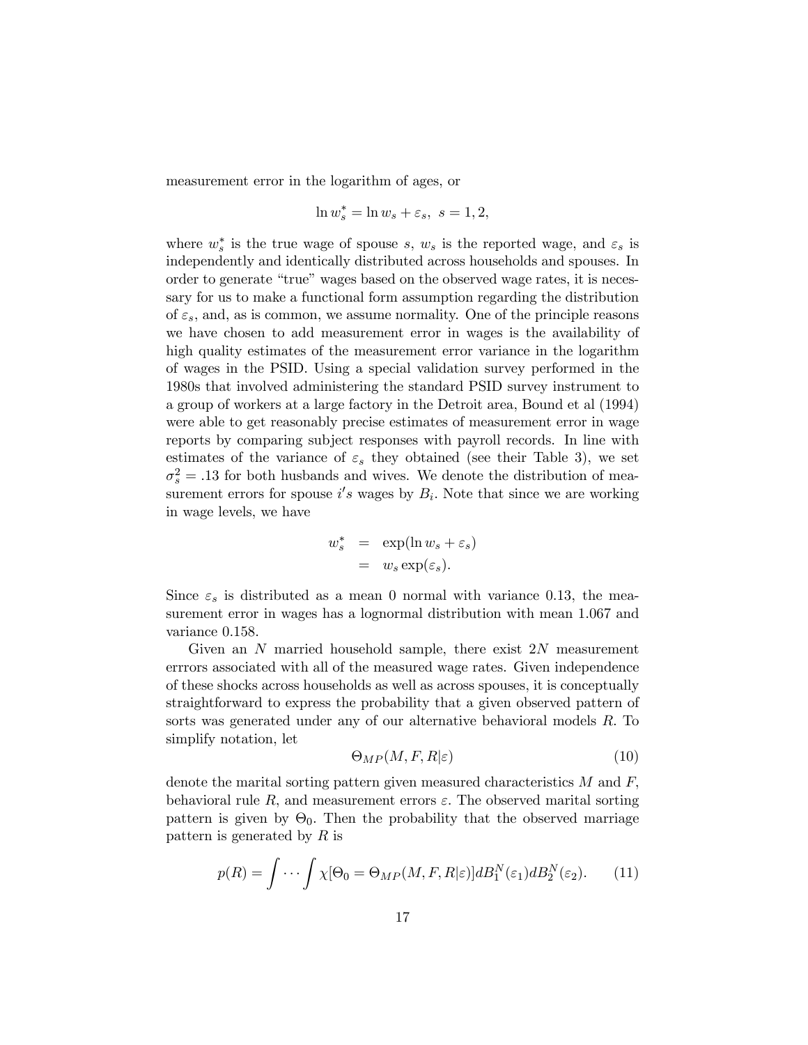measurement error in the logarithm of ages, or

$$\ln w_s^* = \ln w_s + \varepsilon_s, \;\; s = 1, 2,$$

where $w_s^*$ is the true wage of spouse $s$, $w_s$ is the reported wage, and $\varepsilon_s$ is independently and identically distributed across households and spouses. In order to generate "true" wages based on the observed wage rates, it is necessary for us to make a functional form assumption regarding the distribution of $\varepsilon_s$, and, as is common, we assume normality. One of the principle reasons we have chosen to add measurement error in wages is the availability of high quality estimates of the measurement error variance in the logarithm of wages in the PSID. Using a special validation survey performed in the 1980s that involved administering the standard PSID survey instrument to a group of workers at a large factory in the Detroit area, Bound et al (1994) were able to get reasonably precise estimates of measurement error in wage reports by comparing subject responses with payroll records. In line with estimates of the variance of $\varepsilon_s$ they obtained (see their Table 3), we set $\sigma_s^2 = .13$ for both husbands and wives. We denote the distribution of measurement errors for spouse $i's$ wages by $B_i$. Note that since we are working in wage levels, we have

$$\begin{aligned} w_s^* &= \exp(\ln w_s + \varepsilon_s) \\ &= w_s \exp(\varepsilon_s). \end{aligned}$$

Since $\varepsilon_s$ is distributed as a mean 0 normal with variance 0.13, the measurement error in wages has a lognormal distribution with mean 1.067 and variance 0.158.

Given an $N$ married household sample, there exist $2N$ measurement errrors associated with all of the measured wage rates. Given independence of these shocks across households as well as across spouses, it is conceptually straightforward to express the probability that a given observed pattern of sorts was generated under any of our alternative behavioral models $R$. To simplify notation, let

$$\Theta_{MP}(M, F, R|\varepsilon) \tag{10}$$

denote the marital sorting pattern given measured characteristics $M$ and $F$, behavioral rule $R$, and measurement errors $\varepsilon$. The observed marital sorting pattern is given by $\Theta_0$. Then the probability that the observed marriage pattern is generated by $R$ is

$$p(R) = \int \cdots \int \chi[\Theta_0 = \Theta_{MP}(M, F, R|\varepsilon)] dB_1^N(\varepsilon_1) dB_2^N(\varepsilon_2). \tag{11}$$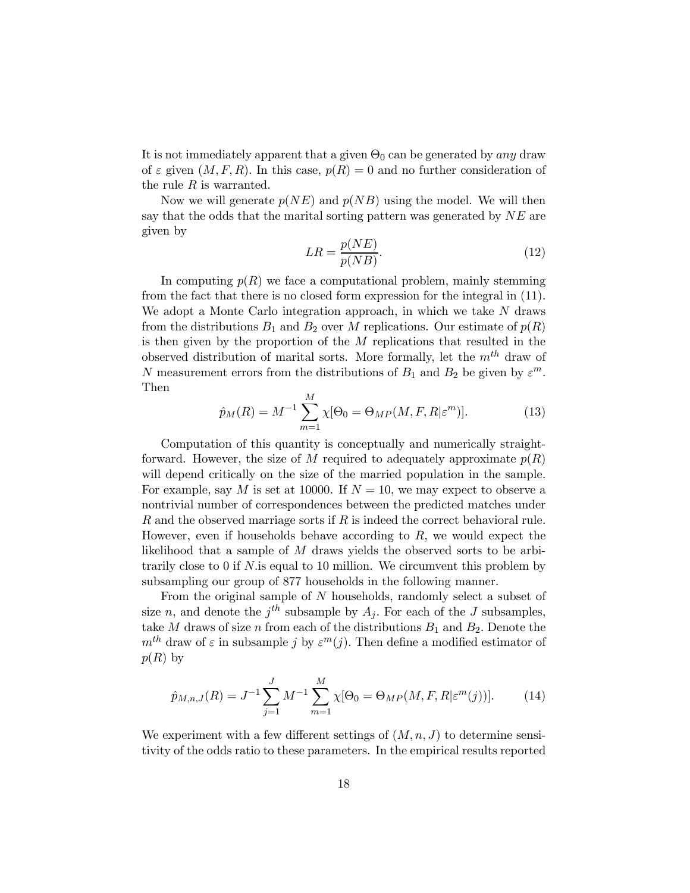It is not immediately apparent that a given $\Theta_0$ can be generated by *any* draw of $\varepsilon$ given $(M, F, R)$. In this case, $p(R) = 0$ and no further consideration of the rule $R$ is warranted.

Now we will generate $p(NE)$ and $p(NB)$ using the model. We will then say that the odds that the marital sorting pattern was generated by $NE$ are given by

$$LR = \frac{p(NE)}{p(NB)}. \tag{12}$$

In computing $p(R)$ we face a computational problem, mainly stemming from the fact that there is no closed form expression for the integral in (11). We adopt a Monte Carlo integration approach, in which we take $N$ draws from the distributions $B_1$ and $B_2$ over $M$ replications. Our estimate of $p(R)$ is then given by the proportion of the $M$ replications that resulted in the observed distribution of marital sorts. More formally, let the $m^{th}$ draw of $N$ measurement errors from the distributions of $B_1$ and $B_2$ be given by $\varepsilon^m$. Then

$$\hat{p}_M(R) = M^{-1} \sum_{m=1}^{M} \chi[\Theta_0 = \Theta_{MP}(M, F, R|\varepsilon^m)]. \tag{13}$$

Computation of this quantity is conceptually and numerically straightforward. However, the size of $M$ required to adequately approximate $p(R)$ will depend critically on the size of the married population in the sample. For example, say $M$ is set at 10000. If $N = 10$, we may expect to observe a nontrivial number of correspondences between the predicted matches under $R$ and the observed marriage sorts if $R$ is indeed the correct behavioral rule. However, even if households behave according to $R$, we would expect the likelihood that a sample of $M$ draws yields the observed sorts to be arbitrarily close to 0 if $N$.is equal to 10 million. We circumvent this problem by subsampling our group of 877 households in the following manner.

From the original sample of $N$ households, randomly select a subset of size $n$, and denote the $j^{th}$ subsample by $A_j$. For each of the $J$ subsamples, take $M$ draws of size $n$ from each of the distributions $B_1$ and $B_2$. Denote the $m^{th}$ draw of $\varepsilon$ in subsample $j$ by $\varepsilon^m(j)$. Then define a modified estimator of $p(R)$ by

$$\hat{p}_{M,n,J}(R) = J^{-1} \sum_{j=1}^{J} M^{-1} \sum_{m=1}^{M} \chi[\Theta_0 = \Theta_{MP}(M, F, R|\varepsilon^m(j))]. \tag{14}$$

We experiment with a few different settings of $(M, n, J)$ to determine sensitivity of the odds ratio to these parameters. In the empirical results reported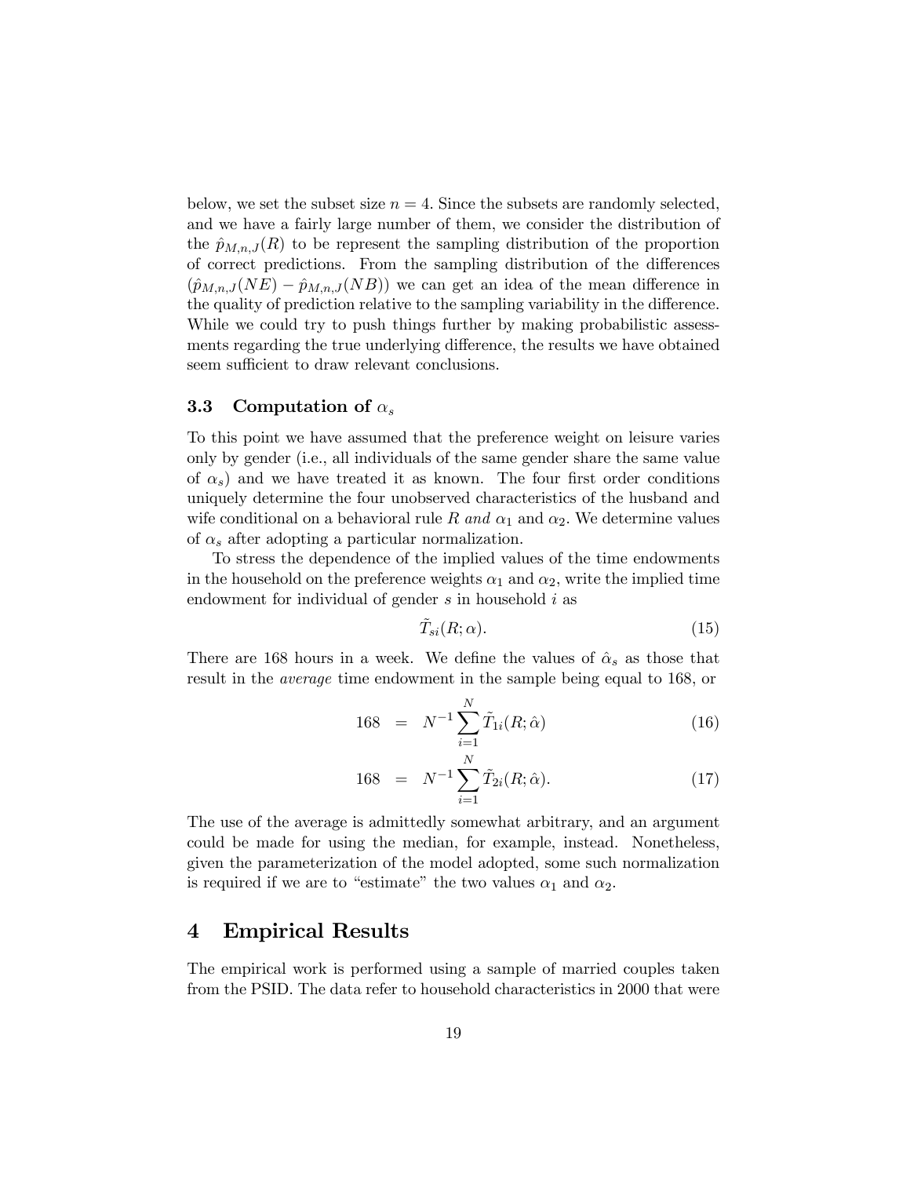below, we set the subset size $n = 4$. Since the subsets are randomly selected, and we have a fairly large number of them, we consider the distribution of the $\hat{p}_{M,n,J}(R)$ to be represent the sampling distribution of the proportion of correct predictions. From the sampling distribution of the differences $(\hat{p}_{M,n,J}(NE) - \hat{p}_{M,n,J}(NB))$ we can get an idea of the mean difference in the quality of prediction relative to the sampling variability in the difference. While we could try to push things further by making probabilistic assessments regarding the true underlying difference, the results we have obtained seem sufficient to draw relevant conclusions.

### 3.3 Computation of $\alpha_s$

To this point we have assumed that the preference weight on leisure varies only by gender (i.e., all individuals of the same gender share the same value of $\alpha_s$) and we have treated it as known. The four first order conditions uniquely determine the four unobserved characteristics of the husband and wife conditional on a behavioral rule $R$ *and* $\alpha_1$ and $\alpha_2$. We determine values of $\alpha_s$ after adopting a particular normalization.

To stress the dependence of the implied values of the time endowments in the household on the preference weights $\alpha_1$ and $\alpha_2$, write the implied time endowment for individual of gender $s$ in household $i$ as

$$\tilde{T}_{si}(R; \alpha). \tag{15}$$

There are 168 hours in a week. We define the values of $\hat{\alpha}_s$ as those that result in the *average* time endowment in the sample being equal to 168, or

$$168 = N^{-1} \sum_{i=1}^{N} \tilde{T}_{1i}(R; \hat{\alpha}) \tag{16}$$

$$168 = N^{-1} \sum_{i=1}^{N} \tilde{T}_{2i}(R; \hat{\alpha}). \tag{17}$$

The use of the average is admittedly somewhat arbitrary, and an argument could be made for using the median, for example, instead. Nonetheless, given the parameterization of the model adopted, some such normalization is required if we are to "estimate" the two values $\alpha_1$ and $\alpha_2$.

## 4 Empirical Results

The empirical work is performed using a sample of married couples taken from the PSID. The data refer to household characteristics in 2000 that were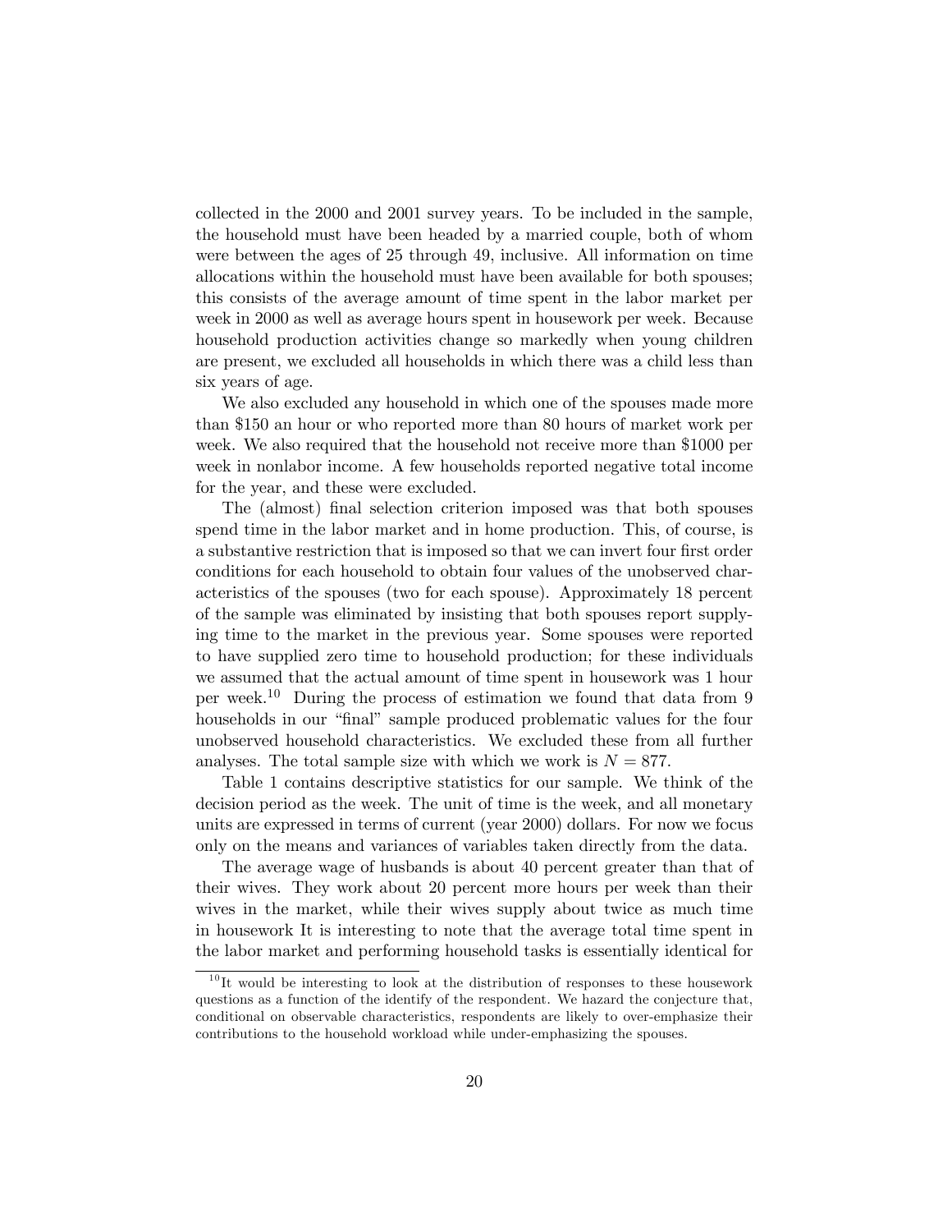collected in the 2000 and 2001 survey years. To be included in the sample, the household must have been headed by a married couple, both of whom were between the ages of 25 through 49, inclusive. All information on time allocations within the household must have been available for both spouses; this consists of the average amount of time spent in the labor market per week in 2000 as well as average hours spent in housework per week. Because household production activities change so markedly when young children are present, we excluded all households in which there was a child less than six years of age.

We also excluded any household in which one of the spouses made more than \$150 an hour or who reported more than 80 hours of market work per week. We also required that the household not receive more than \$1000 per week in nonlabor income. A few households reported negative total income for the year, and these were excluded.

The (almost) final selection criterion imposed was that both spouses spend time in the labor market and in home production. This, of course, is a substantive restriction that is imposed so that we can invert four first order conditions for each household to obtain four values of the unobserved characteristics of the spouses (two for each spouse). Approximately 18 percent of the sample was eliminated by insisting that both spouses report supplying time to the market in the previous year. Some spouses were reported to have supplied zero time to household production; for these individuals we assumed that the actual amount of time spent in housework was 1 hour per week.[10] During the process of estimation we found that data from 9 households in our "final" sample produced problematic values for the four unobserved household characteristics. We excluded these from all further analyses. The total sample size with which we work is $N = 877$.

Table 1 contains descriptive statistics for our sample. We think of the decision period as the week. The unit of time is the week, and all monetary units are expressed in terms of current (year 2000) dollars. For now we focus only on the means and variances of variables taken directly from the data.

The average wage of husbands is about 40 percent greater than that of their wives. They work about 20 percent more hours per week than their wives in the market, while their wives supply about twice as much time in housework It is interesting to note that the average total time spent in the labor market and performing household tasks is essentially identical for

[10] It would be interesting to look at the distribution of responses to these housework questions as a function of the identify of the respondent. We hazard the conjecture that, conditional on observable characteristics, respondents are likely to over-emphasize their contributions to the household workload while under-emphasizing the spouses.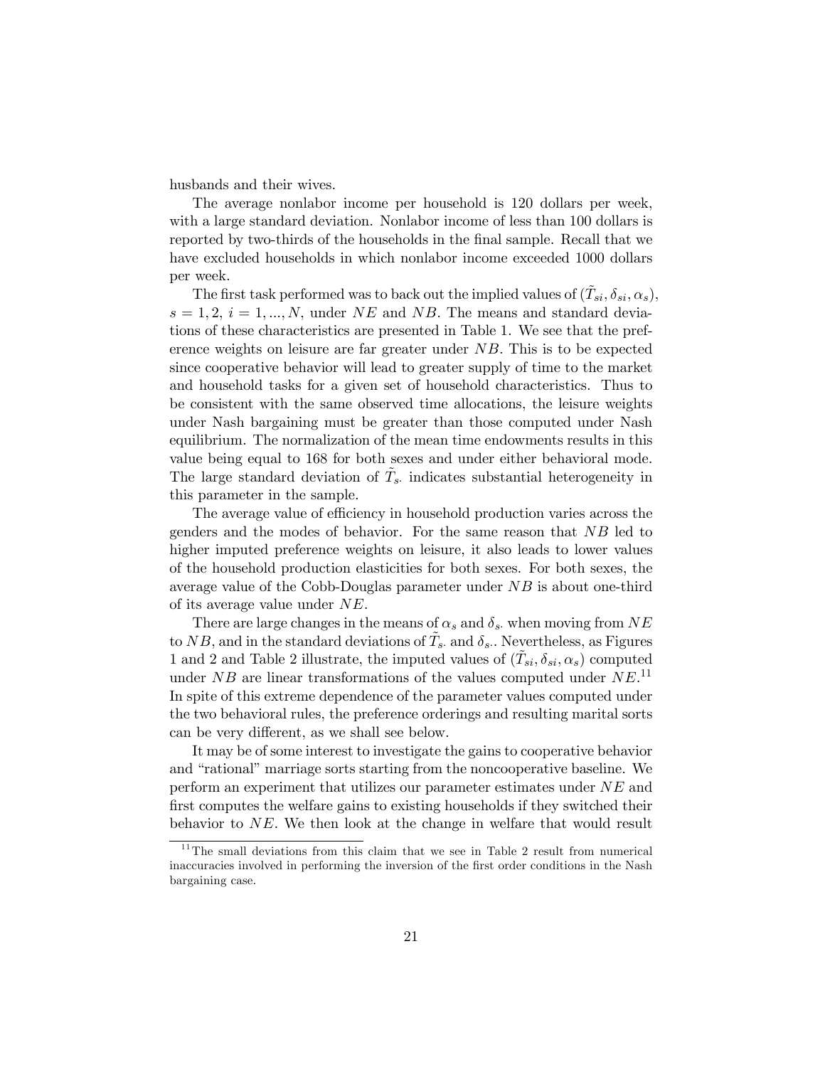husbands and their wives.

The average nonlabor income per household is 120 dollars per week, with a large standard deviation. Nonlabor income of less than 100 dollars is reported by two-thirds of the households in the final sample. Recall that we have excluded households in which nonlabor income exceeded 1000 dollars per week.

The first task performed was to back out the implied values of $(\tilde{T}_{si}, \delta_{si}, \alpha_s)$, $s = 1, 2$, $i = 1, ..., N$, under $NE$ and $NB$. The means and standard deviations of these characteristics are presented in Table 1. We see that the preference weights on leisure are far greater under $NB$. This is to be expected since cooperative behavior will lead to greater supply of time to the market and household tasks for a given set of household characteristics. Thus to be consistent with the same observed time allocations, the leisure weights under Nash bargaining must be greater than those computed under Nash equilibrium. The normalization of the mean time endowments results in this value being equal to 168 for both sexes and under either behavioral mode. The large standard deviation of $\tilde{T}_{s\cdot}$ indicates substantial heterogeneity in this parameter in the sample.

The average value of efficiency in household production varies across the genders and the modes of behavior. For the same reason that $NB$ led to higher imputed preference weights on leisure, it also leads to lower values of the household production elasticities for both sexes. For both sexes, the average value of the Cobb-Douglas parameter under $NB$ is about one-third of its average value under $NE$.

There are large changes in the means of $\alpha_s$ and $\delta_{s\cdot}$ when moving from $NE$ to $NB$, and in the standard deviations of $\tilde{T}_{s\cdot}$ and $\delta_{s\cdot}$. Nevertheless, as Figures 1 and 2 and Table 2 illustrate, the imputed values of $(\tilde{T}_{si}, \delta_{si}, \alpha_s)$ computed under $NB$ are linear transformations of the values computed under $NE$.[11] In spite of this extreme dependence of the parameter values computed under the two behavioral rules, the preference orderings and resulting marital sorts can be very different, as we shall see below.

It may be of some interest to investigate the gains to cooperative behavior and "rational" marriage sorts starting from the noncooperative baseline. We perform an experiment that utilizes our parameter estimates under $NE$ and first computes the welfare gains to existing households if they switched their behavior to $NE$. We then look at the change in welfare that would result

[11] The small deviations from this claim that we see in Table 2 result from numerical inaccuracies involved in performing the inversion of the first order conditions in the Nash bargaining case.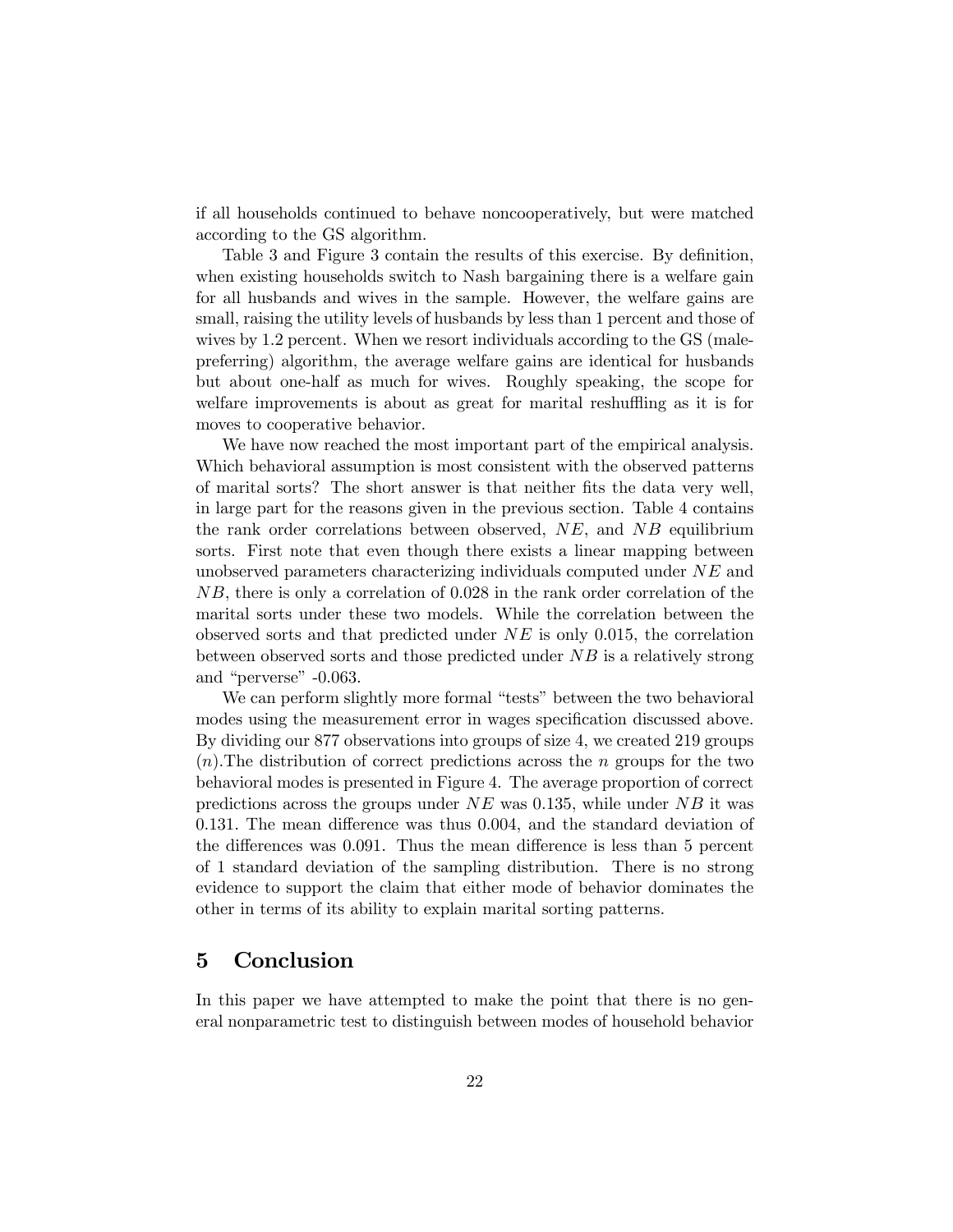if all households continued to behave noncooperatively, but were matched according to the GS algorithm.

Table 3 and Figure 3 contain the results of this exercise. By definition, when existing households switch to Nash bargaining there is a welfare gain for all husbands and wives in the sample. However, the welfare gains are small, raising the utility levels of husbands by less than 1 percent and those of wives by 1.2 percent. When we resort individuals according to the GS (male-preferring) algorithm, the average welfare gains are identical for husbands but about one-half as much for wives. Roughly speaking, the scope for welfare improvements is about as great for marital reshuffling as it is for moves to cooperative behavior.

We have now reached the most important part of the empirical analysis. Which behavioral assumption is most consistent with the observed patterns of marital sorts? The short answer is that neither fits the data very well, in large part for the reasons given in the previous section. Table 4 contains the rank order correlations between observed, $NE$, and $NB$ equilibrium sorts. First note that even though there exists a linear mapping between unobserved parameters characterizing individuals computed under $NE$ and $NB$, there is only a correlation of 0.028 in the rank order correlation of the marital sorts under these two models. While the correlation between the observed sorts and that predicted under $NE$ is only 0.015, the correlation between observed sorts and those predicted under $NB$ is a relatively strong and "perverse" -0.063.

We can perform slightly more formal "tests" between the two behavioral modes using the measurement error in wages specification discussed above. By dividing our 877 observations into groups of size 4, we created 219 groups ($n$).The distribution of correct predictions across the $n$ groups for the two behavioral modes is presented in Figure 4. The average proportion of correct predictions across the groups under $NE$ was 0.135, while under $NB$ it was 0.131. The mean difference was thus 0.004, and the standard deviation of the differences was 0.091. Thus the mean difference is less than 5 percent of 1 standard deviation of the sampling distribution. There is no strong evidence to support the claim that either mode of behavior dominates the other in terms of its ability to explain marital sorting patterns.

# 5 Conclusion

In this paper we have attempted to make the point that there is no general nonparametric test to distinguish between modes of household behavior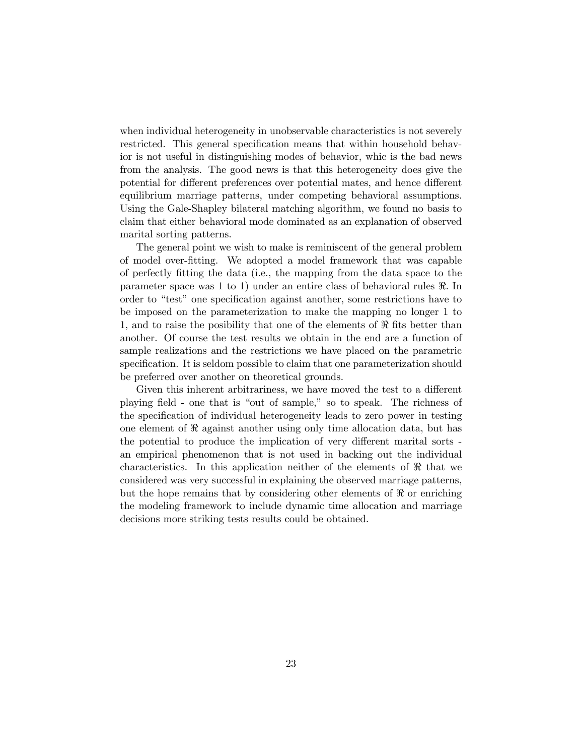when individual heterogeneity in unobservable characteristics is not severely restricted. This general specification means that within household behavior is not useful in distinguishing modes of behavior, whic is the bad news from the analysis. The good news is that this heterogeneity does give the potential for different preferences over potential mates, and hence different equilibrium marriage patterns, under competing behavioral assumptions. Using the Gale-Shapley bilateral matching algorithm, we found no basis to claim that either behavioral mode dominated as an explanation of observed marital sorting patterns.

The general point we wish to make is reminiscent of the general problem of model over-fitting. We adopted a model framework that was capable of perfectly fitting the data (i.e., the mapping from the data space to the parameter space was 1 to 1) under an entire class of behavioral rules $\Re$. In order to "test" one specification against another, some restrictions have to be imposed on the parameterization to make the mapping no longer 1 to 1, and to raise the posibility that one of the elements of $\Re$ fits better than another. Of course the test results we obtain in the end are a function of sample realizations and the restrictions we have placed on the parametric specification. It is seldom possible to claim that one parameterization should be preferred over another on theoretical grounds.

Given this inherent arbitrariness, we have moved the test to a different playing field - one that is "out of sample," so to speak. The richness of the specification of individual heterogeneity leads to zero power in testing one element of $\Re$ against another using only time allocation data, but has the potential to produce the implication of very different marital sorts - an empirical phenomenon that is not used in backing out the individual characteristics. In this application neither of the elements of $\Re$ that we considered was very successful in explaining the observed marriage patterns, but the hope remains that by considering other elements of $\Re$ or enriching the modeling framework to include dynamic time allocation and marriage decisions more striking tests results could be obtained.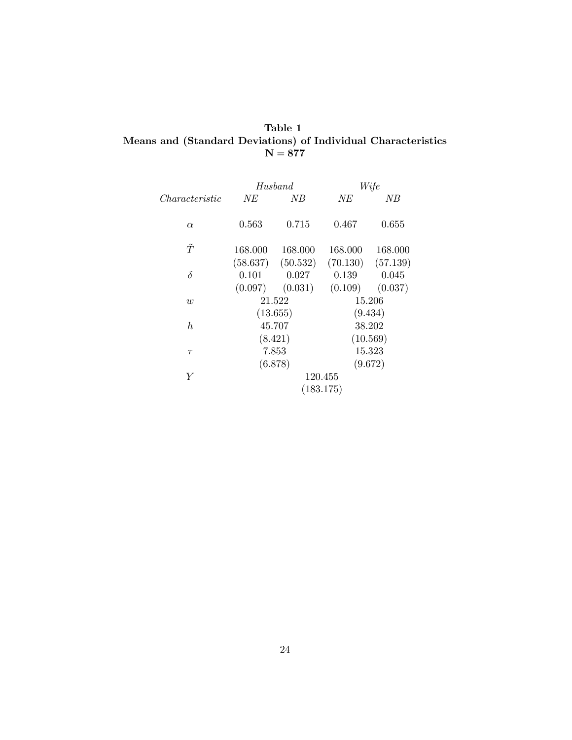**Table 1**
**Means and (Standard Deviations) of Individual Characteristics**
**N = 877**

| *Characteristic* | *Husband* | | *Wife* | |
|---|---|---|---|---|
| | *NE* | *NB* | *NE* | *NB* |
| $\alpha$ | 0.563 | 0.715 | 0.467 | 0.655 |
| $\tilde{T}$ | 168.000 | 168.000 | 168.000 | 168.000 |
| | (58.637) | (50.532) | (70.130) | (57.139) |
| $\delta$ | 0.101 | 0.027 | 0.139 | 0.045 |
| | (0.097) | (0.031) | (0.109) | (0.037) |
| $w$ | 21.522 | | 15.206 | |
| | (13.655) | | (9.434) | |
| $h$ | 45.707 | | 38.202 | |
| | (8.421) | | (10.569) | |
| $\tau$ | 7.853 | | 15.323 | |
| | (6.878) | | (9.672) | |
| $Y$ | 120.455 | | | |
| | (183.175) | | | |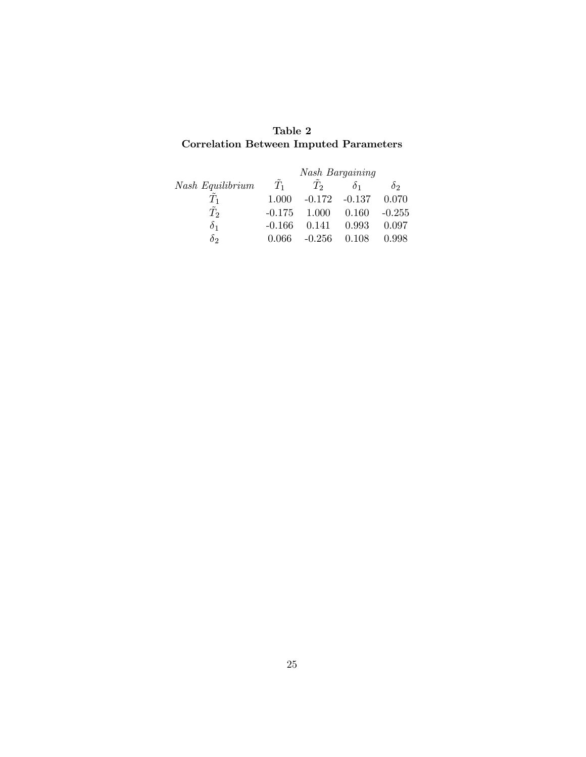**Table 2**
**Correlation Between Imputed Parameters**

| | *Nash Bargaining* | | | |
|---|---|---|---|---|
| *Nash Equilibrium* | $\tilde{T}_1$ | $\tilde{T}_2$ | $\delta_1$ | $\delta_2$ |
| $\tilde{T}_1$ | 1.000 | -0.172 | -0.137 | 0.070 |
| $\tilde{T}_2$ | -0.175 | 1.000 | 0.160 | -0.255 |
| $\delta_1$ | -0.166 | 0.141 | 0.993 | 0.097 |
| $\delta_2$ | 0.066 | -0.256 | 0.108 | 0.998 |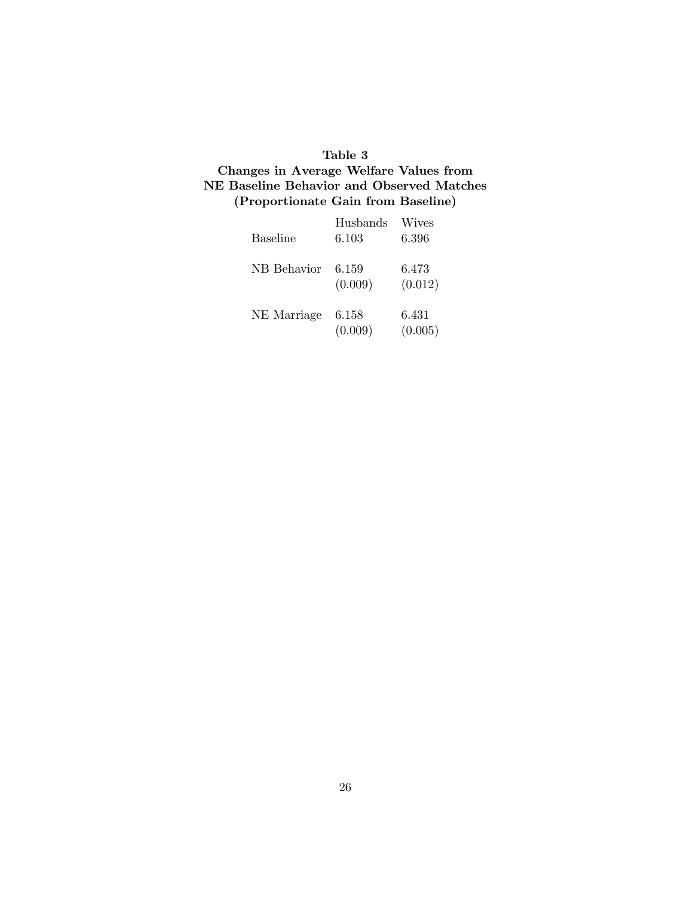**Table 3**
**Changes in Average Welfare Values from NE Baseline Behavior and Observed Matches (Proportionate Gain from Baseline)**

| | Husbands | Wives |
|---|---|---|
| Baseline | 6.103 | 6.396 |
| NB Behavior | 6.159 | 6.473 |
| | (0.009) | (0.012) |
| NE Marriage | 6.158 | 6.431 |
| | (0.009) | (0.005) |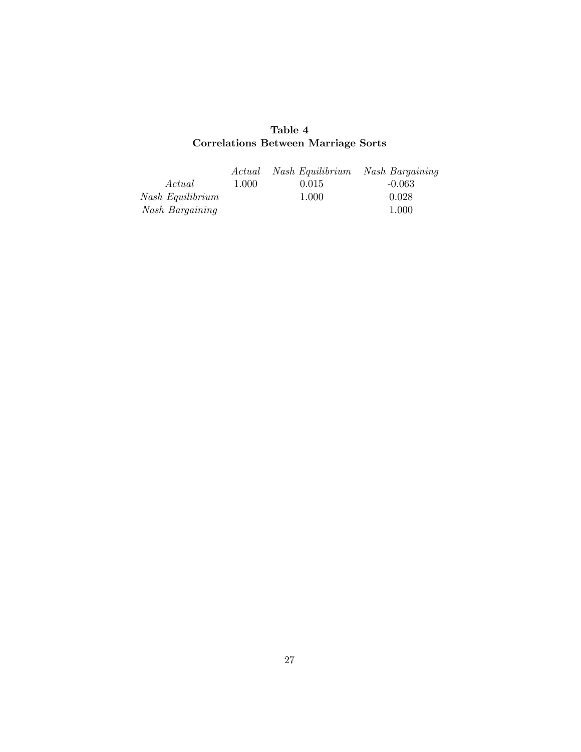**Table 4**
**Correlations Between Marriage Sorts**

| | *Actual* | *Nash Equilibrium* | *Nash Bargaining* |
|---|---|---|---|
| *Actual* | 1.000 | 0.015 | -0.063 |
| *Nash Equilibrium* | | 1.000 | 0.028 |
| *Nash Bargaining* | | | 1.000 |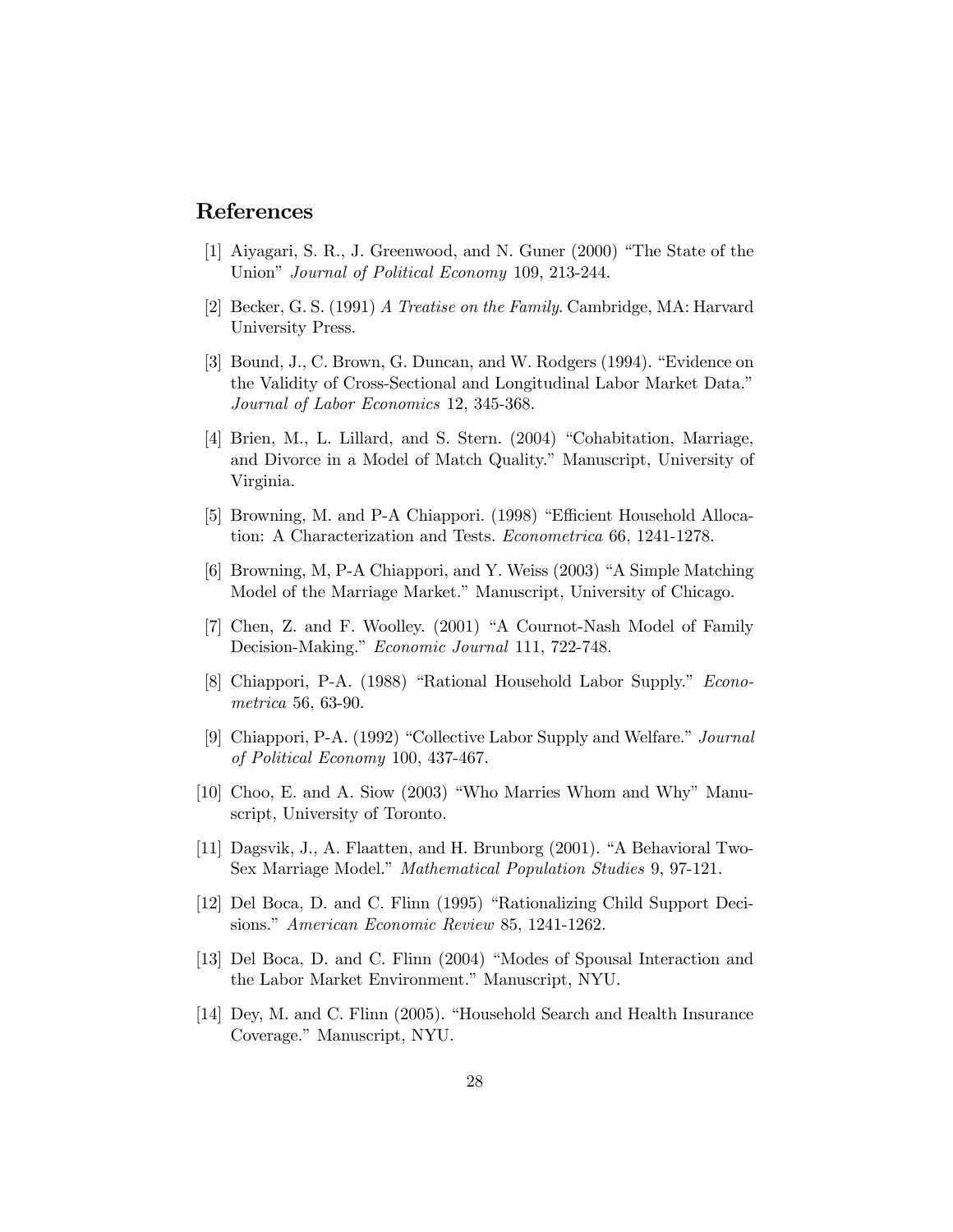## References

[1] Aiyagari, S. R., J. Greenwood, and N. Guner (2000) "The State of the Union" *Journal of Political Economy* 109, 213-244.

[2] Becker, G. S. (1991) *A Treatise on the Family*. Cambridge, MA: Harvard University Press.

[3] Bound, J., C. Brown, G. Duncan, and W. Rodgers (1994). "Evidence on the Validity of Cross-Sectional and Longitudinal Labor Market Data." *Journal of Labor Economics* 12, 345-368.

[4] Brien, M., L. Lillard, and S. Stern. (2004) "Cohabitation, Marriage, and Divorce in a Model of Match Quality." Manuscript, University of Virginia.

[5] Browning, M. and P-A Chiappori. (1998) "Efficient Household Allocation: A Characterization and Tests. *Econometrica* 66, 1241-1278.

[6] Browning, M, P-A Chiappori, and Y. Weiss (2003) "A Simple Matching Model of the Marriage Market." Manuscript, University of Chicago.

[7] Chen, Z. and F. Woolley. (2001) "A Cournot-Nash Model of Family Decision-Making." *Economic Journal* 111, 722-748.

[8] Chiappori, P-A. (1988) "Rational Household Labor Supply." *Econometrica* 56, 63-90.

[9] Chiappori, P-A. (1992) "Collective Labor Supply and Welfare." *Journal of Political Economy* 100, 437-467.

[10] Choo, E. and A. Siow (2003) "Who Marries Whom and Why" Manuscript, University of Toronto.

[11] Dagsvik, J., A. Flaatten, and H. Brunborg (2001). "A Behavioral Two-Sex Marriage Model." *Mathematical Population Studies* 9, 97-121.

[12] Del Boca, D. and C. Flinn (1995) "Rationalizing Child Support Decisions." *American Economic Review* 85, 1241-1262.

[13] Del Boca, D. and C. Flinn (2004) "Modes of Spousal Interaction and the Labor Market Environment." Manuscript, NYU.

[14] Dey, M. and C. Flinn (2005). "Household Search and Health Insurance Coverage." Manuscript, NYU.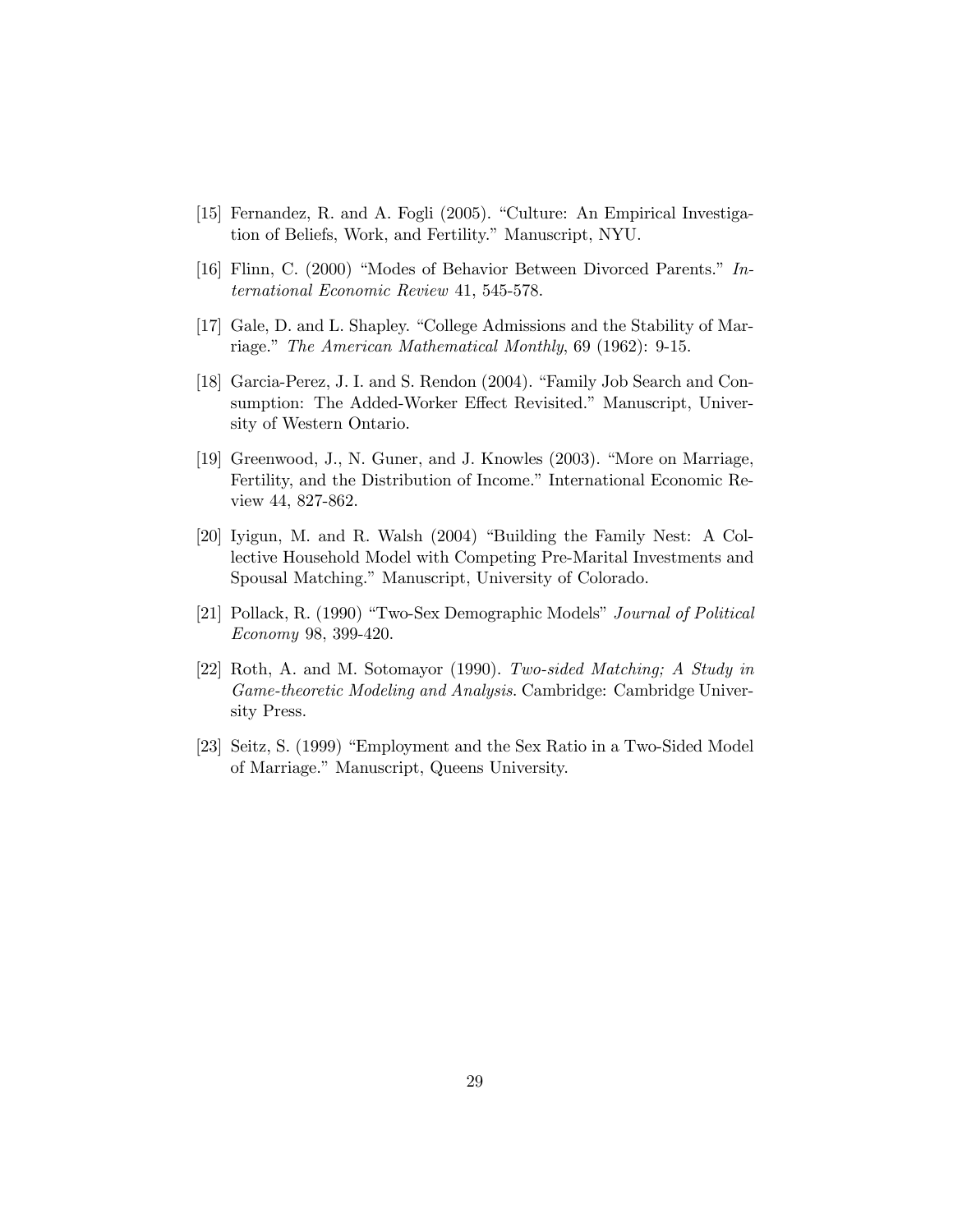[15] Fernandez, R. and A. Fogli (2005). "Culture: An Empirical Investigation of Beliefs, Work, and Fertility." Manuscript, NYU.

[16] Flinn, C. (2000) "Modes of Behavior Between Divorced Parents." *International Economic Review* 41, 545-578.

[17] Gale, D. and L. Shapley. "College Admissions and the Stability of Marriage." *The American Mathematical Monthly*, 69 (1962): 9-15.

[18] Garcia-Perez, J. I. and S. Rendon (2004). "Family Job Search and Consumption: The Added-Worker Effect Revisited." Manuscript, University of Western Ontario.

[19] Greenwood, J., N. Guner, and J. Knowles (2003). "More on Marriage, Fertility, and the Distribution of Income." International Economic Review 44, 827-862.

[20] Iyigun, M. and R. Walsh (2004) "Building the Family Nest: A Collective Household Model with Competing Pre-Marital Investments and Spousal Matching." Manuscript, University of Colorado.

[21] Pollack, R. (1990) "Two-Sex Demographic Models" *Journal of Political Economy* 98, 399-420.

[22] Roth, A. and M. Sotomayor (1990). *Two-sided Matching; A Study in Game-theoretic Modeling and Analysis.* Cambridge: Cambridge University Press.

[23] Seitz, S. (1999) "Employment and the Sex Ratio in a Two-Sided Model of Marriage." Manuscript, Queens University.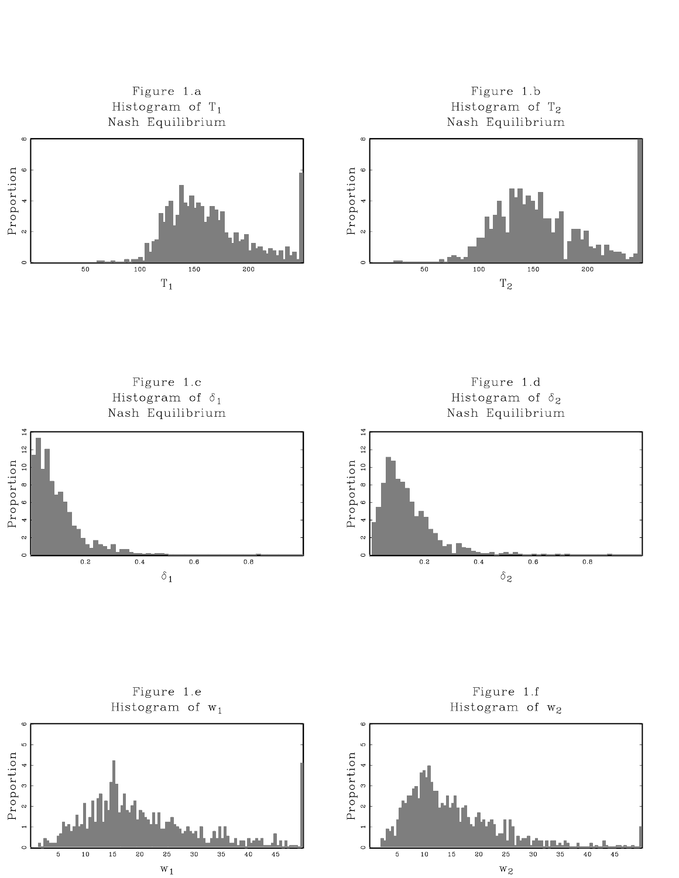Figure 1.a
Histogram of $T_1$
Nash Equilibrium

Figure 1.b
Histogram of $T_2$
Nash Equilibrium

Figure 1.c
Histogram of $\delta_1$
Nash Equilibrium

Figure 1.d
Histogram of $\delta_2$
Nash Equilibrium

Figure 1.e
Histogram of $w_1$

Figure 1.f
Histogram of $w_2$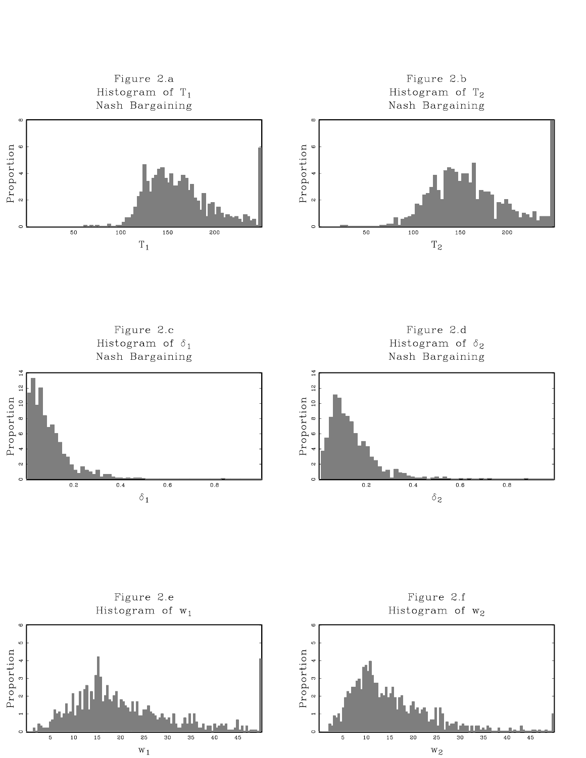Figure 2.a
Histogram of $T_1$
Nash Bargaining

Figure 2.b
Histogram of $T_2$
Nash Bargaining

Figure 2.c
Histogram of $\delta_1$
Nash Bargaining

Figure 2.d
Histogram of $\delta_2$
Nash Bargaining

Figure 2.e
Histogram of $w_1$

Figure 2.f
Histogram of $w_2$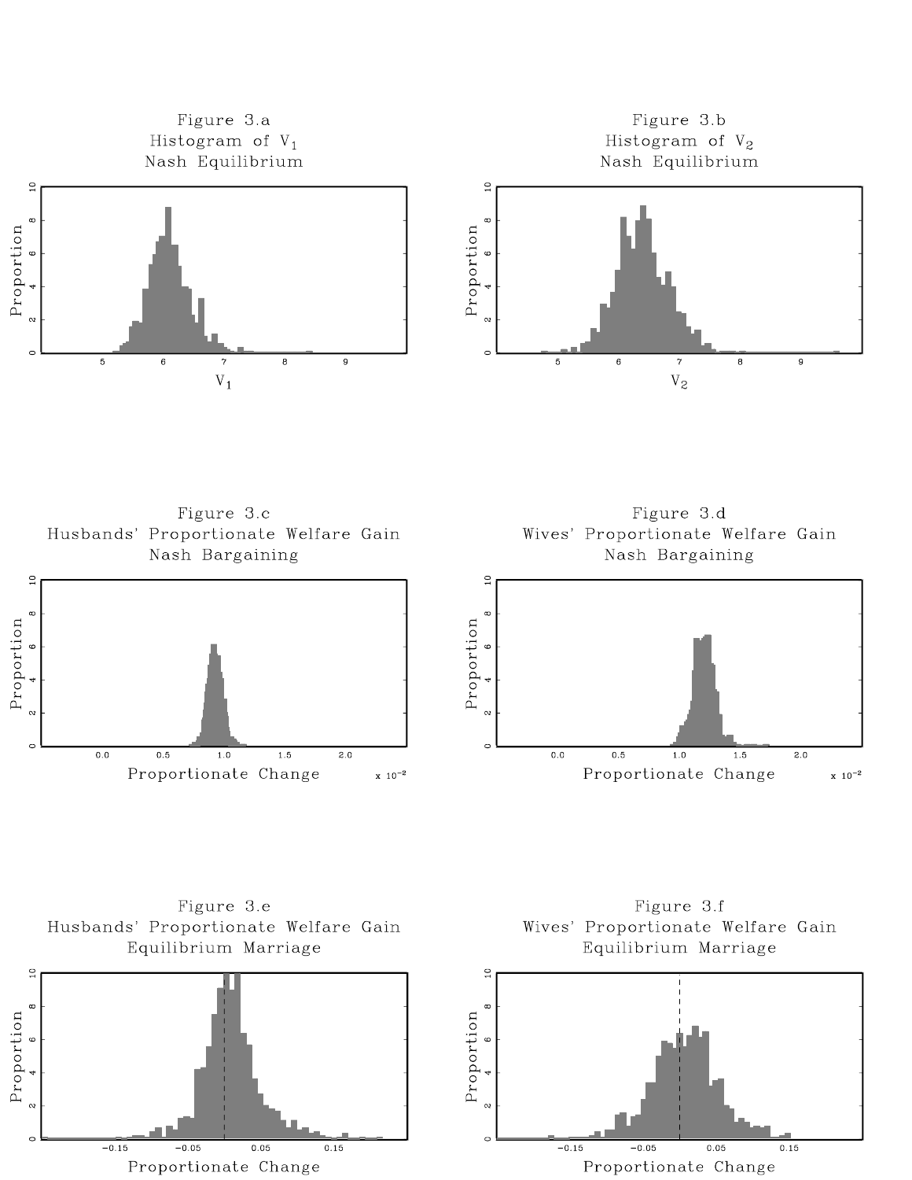Figure 3.a
Histogram of $V_1$
Nash Equilibrium

Figure 3.b
Histogram of $V_2$
Nash Equilibrium

Figure 3.c
Husbands' Proportionate Welfare Gain
Nash Bargaining

Figure 3.d
Wives' Proportionate Welfare Gain
Nash Bargaining

Figure 3.e
Husbands' Proportionate Welfare Gain
Equilibrium Marriage

Figure 3.f
Wives' Proportionate Welfare Gain
Equilibrium Marriage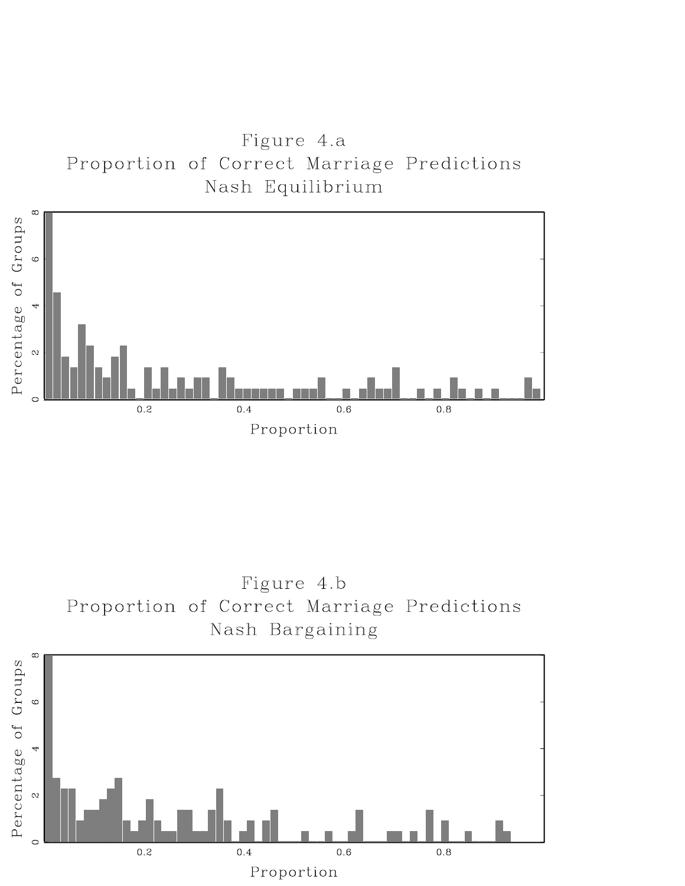Figure 4.a
Proportion of Correct Marriage Predictions
Nash Equilibrium

Percentage of Groups

0
2
4
6
8

0.2
0.4
0.6
0.8

Proportion

Figure 4.b
Proportion of Correct Marriage Predictions
Nash Bargaining

Percentage of Groups

0
2
4
6
8

0.2
0.4
0.6
0.8

Proportion